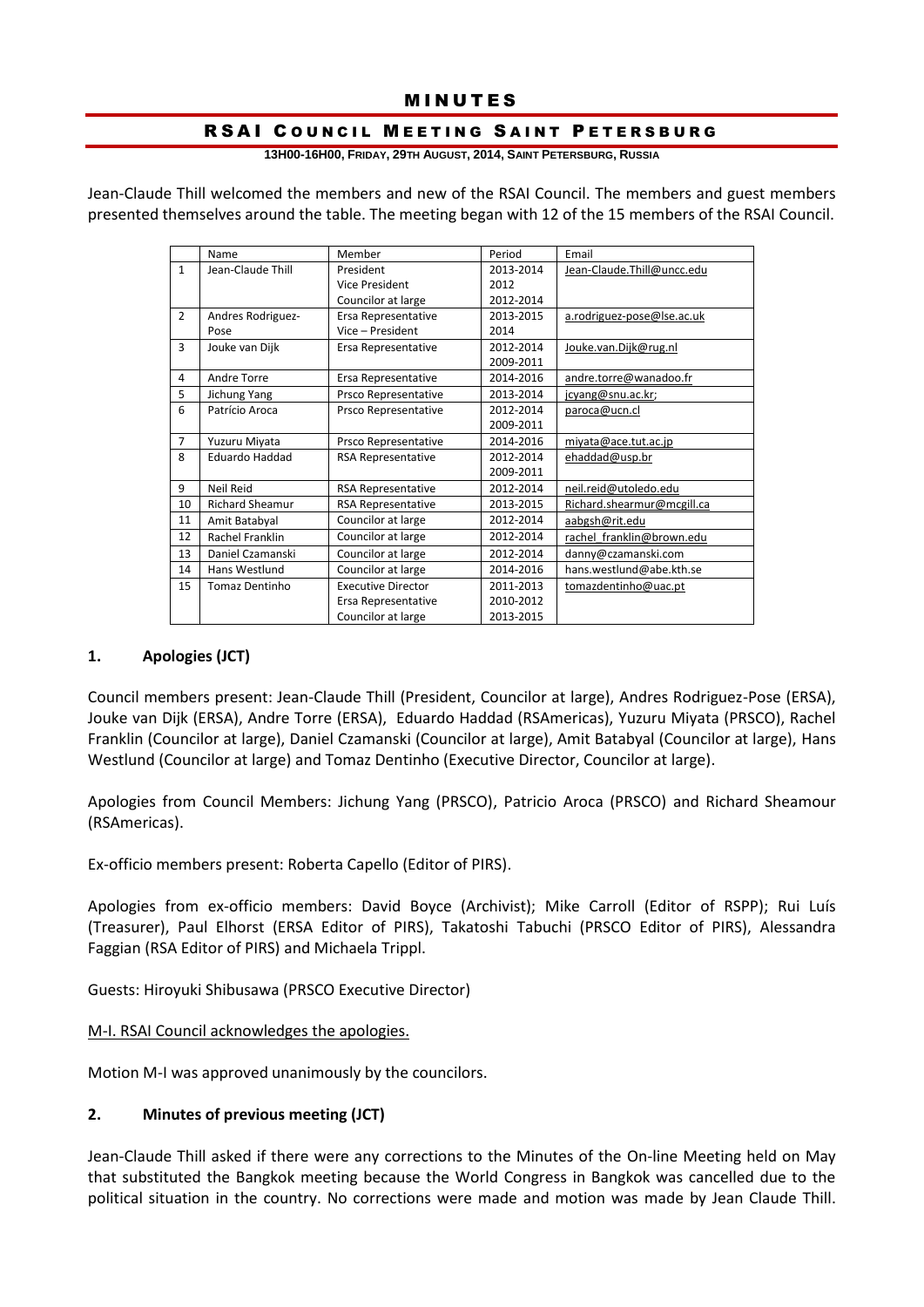# MINUTES

## RSAI COUNCIL MEETING SAINT PETERSBURG

**13H00-16H00, FRIDAY, 29TH AUGUST, 2014, SAINT PETERSBURG, RUSSIA**

Jean-Claude Thill welcomed the members and new of the RSAI Council. The members and guest members presented themselves around the table. The meeting began with 12 of the 15 members of the RSAI Council.

| | Name | Member | Period | Email |
|---|---|---|---|---|
| 1 | Jean-Claude Thill | President<br>Vice President<br>Councilor at large | 2013-2014<br>2012<br>2012-2014 | Jean-Claude.Thill@uncc.edu |
| 2 | Andres Rodriguez-Pose | Ersa Representative<br>Vice – President | 2013-2015<br>2014 | a.rodriguez-pose@lse.ac.uk |
| 3 | Jouke van Dijk | Ersa Representative | 2012-2014<br>2009-2011 | Jouke.van.Dijk@rug.nl |
| 4 | Andre Torre | Ersa Representative | 2014-2016 | andre.torre@wanadoo.fr |
| 5 | Jichung Yang | Prsco Representative | 2013-2014 | jcyang@snu.ac.kr; |
| 6 | Patrício Aroca | Prsco Representative | 2012-2014<br>2009-2011 | paroca@ucn.cl |
| 7 | Yuzuru Miyata | Prsco Representative | 2014-2016 | miyata@ace.tut.ac.jp |
| 8 | Eduardo Haddad | RSA Representative | 2012-2014<br>2009-2011 | ehaddad@usp.br |
| 9 | Neil Reid | RSA Representative | 2012-2014 | neil.reid@utoledo.edu |
| 10 | Richard Sheamur | RSA Representative | 2013-2015 | Richard.shearmur@mcgill.ca |
| 11 | Amit Batabyal | Councilor at large | 2012-2014 | aabgsh@rit.edu |
| 12 | Rachel Franklin | Councilor at large | 2012-2014 | rachel_franklin@brown.edu |
| 13 | Daniel Czamanski | Councilor at large | 2012-2014 | danny@czamanski.com |
| 14 | Hans Westlund | Councilor at large | 2014-2016 | hans.westlund@abe.kth.se |
| 15 | Tomaz Dentinho | Executive Director<br>Ersa Representative<br>Councilor at large | 2011-2013<br>2010-2012<br>2013-2015 | tomazdentinho@uac.pt |

### 1. Apologies (JCT)

Council members present: Jean-Claude Thill (President, Councilor at large), Andres Rodriguez-Pose (ERSA), Jouke van Dijk (ERSA), Andre Torre (ERSA), Eduardo Haddad (RSAmericas), Yuzuru Miyata (PRSCO), Rachel Franklin (Councilor at large), Daniel Czamanski (Councilor at large), Amit Batabyal (Councilor at large), Hans Westlund (Councilor at large) and Tomaz Dentinho (Executive Director, Councilor at large).

Apologies from Council Members: Jichung Yang (PRSCO), Patricio Aroca (PRSCO) and Richard Sheamour (RSAmericas).

Ex-officio members present: Roberta Capello (Editor of PIRS).

Apologies from ex-officio members: David Boyce (Archivist); Mike Carroll (Editor of RSPP); Rui Luís (Treasurer), Paul Elhorst (ERSA Editor of PIRS), Takatoshi Tabuchi (PRSCO Editor of PIRS), Alessandra Faggian (RSA Editor of PIRS) and Michaela Trippl.

Guests: Hiroyuki Shibusawa (PRSCO Executive Director)

M-I. RSAI Council acknowledges the apologies.

Motion M-I was approved unanimously by the councilors.

### 2. Minutes of previous meeting (JCT)

Jean-Claude Thill asked if there were any corrections to the Minutes of the On-line Meeting held on May that substituted the Bangkok meeting because the World Congress in Bangkok was cancelled due to the political situation in the country. No corrections were made and motion was made by Jean Claude Thill.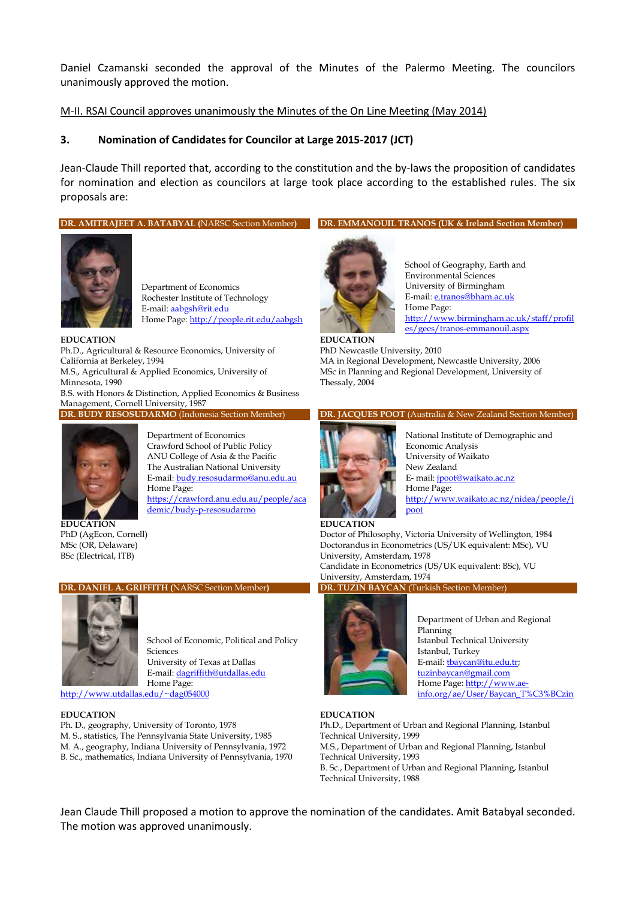Daniel Czamanski seconded the approval of the Minutes of the Palermo Meeting. The councilors unanimously approved the motion.

M-II. RSAI Council approves unanimously the Minutes of the On Line Meeting (May 2014)

### 3. Nomination of Candidates for Councilor at Large 2015-2017 (JCT)

Jean-Claude Thill reported that, according to the constitution and the by-laws the proposition of candidates for nomination and election as councilors at large took place according to the established rules. The six proposals are:

**DR. AMITRAJEET A. BATABYAL** (NARSC Section Member)

Department of Economics
Rochester Institute of Technology
E-mail: aabgsh@rit.edu
Home Page: http://people.rit.edu/aabgsh

**EDUCATION**
Ph.D., Agricultural & Resource Economics, University of California at Berkeley, 1994
M.S., Agricultural & Applied Economics, University of Minnesota, 1990
B.S. with Honors & Distinction, Applied Economics & Business Management, Cornell University, 1987

**DR. EMMANOUIL TRANOS** (UK & Ireland Section Member)

School of Geography, Earth and Environmental Sciences
University of Birmingham
E-mail: e.tranos@bham.ac.uk
Home Page: http://www.birmingham.ac.uk/staff/profiles/gees/tranos-emmanouil.aspx

**EDUCATION**
PhD Newcastle University, 2010
MA in Regional Development, Newcastle University, 2006
MSc in Planning and Regional Development, University of Thessaly, 2004

**DR. BUDY RESOSUDARMO** (Indonesia Section Member)

Department of Economics
Crawford School of Public Policy
ANU College of Asia & the Pacific
The Australian National University
E-mail: budy.resosudarmo@anu.edu.au
Home Page: https://crawford.anu.edu.au/people/academic/budy-p-resosudarmo

**EDUCATION**
PhD (AgEcon, Cornell)
MSc (OR, Delaware)
BSc (Electrical, ITB)

**DR. JACQUES POOT** (Australia & New Zealand Section Member)

National Institute of Demographic and Economic Analysis
University of Waikato
New Zealand
E- mail: jpoot@waikato.ac.nz
Home Page: http://www.waikato.ac.nz/nidea/people/jpoot

**EDUCATION**
Doctor of Philosophy, Victoria University of Wellington, 1984
Doctorandus in Econometrics (US/UK equivalent: MSc), VU University, Amsterdam, 1978
Candidate in Econometrics (US/UK equivalent: BSc), VU University, Amsterdam, 1974

**DR. DANIEL A. GRIFFITH** (NARSC Section Member)

School of Economic, Political and Policy Sciences
University of Texas at Dallas
E-mail: dagriffith@utdallas.edu
Home Page: http://www.utdallas.edu/~dag054000

**EDUCATION**
Ph. D., geography, University of Toronto, 1978
M. S., statistics, The Pennsylvania State University, 1985
M. A., geography, Indiana University of Pennsylvania, 1972
B. Sc., mathematics, Indiana University of Pennsylvania, 1970

**DR. TUZIN BAYCAN** (Turkish Section Member)

Department of Urban and Regional Planning
Istanbul Technical University
Istanbul, Turkey
E-mail: tbaycan@itu.edu.tr; tuzinbaycan@gmail.com
Home Page: http://www.ae-info.org/ae/User/Baycan_T%C3%BCzin

**EDUCATION**
Ph.D., Department of Urban and Regional Planning, Istanbul Technical University, 1999
M.S., Department of Urban and Regional Planning, Istanbul Technical University, 1993
B. Sc., Department of Urban and Regional Planning, Istanbul Technical University, 1988

Jean Claude Thill proposed a motion to approve the nomination of the candidates. Amit Batabyal seconded. The motion was approved unanimously.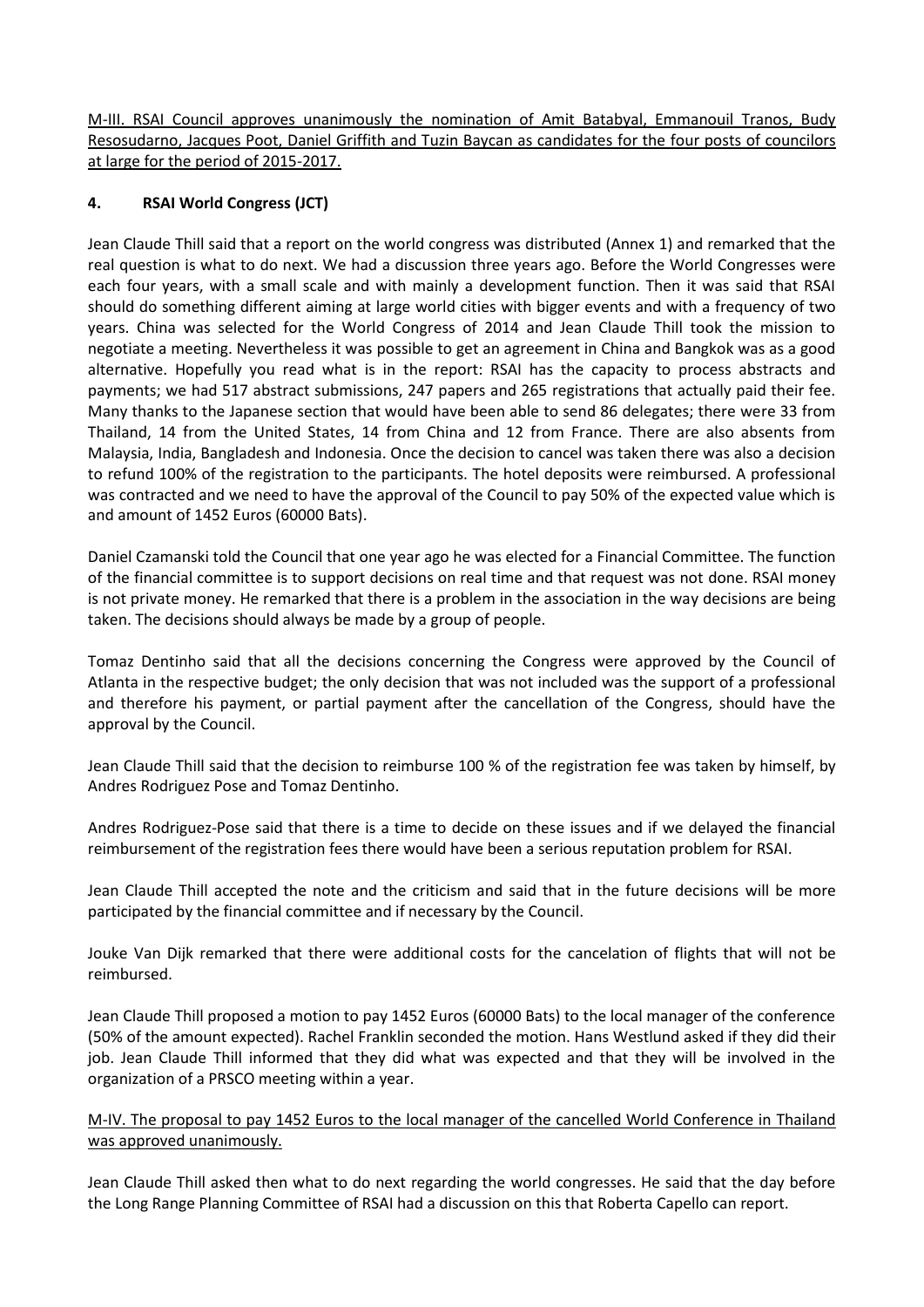M-III. RSAI Council approves unanimously the nomination of Amit Batabyal, Emmanouil Tranos, Budy Resosudarno, Jacques Poot, Daniel Griffith and Tuzin Baycan as candidates for the four posts of councilors at large for the period of 2015-2017.

## 4. RSAI World Congress (JCT)

Jean Claude Thill said that a report on the world congress was distributed (Annex 1) and remarked that the real question is what to do next. We had a discussion three years ago. Before the World Congresses were each four years, with a small scale and with mainly a development function. Then it was said that RSAI should do something different aiming at large world cities with bigger events and with a frequency of two years. China was selected for the World Congress of 2014 and Jean Claude Thill took the mission to negotiate a meeting. Nevertheless it was possible to get an agreement in China and Bangkok was as a good alternative. Hopefully you read what is in the report: RSAI has the capacity to process abstracts and payments; we had 517 abstract submissions, 247 papers and 265 registrations that actually paid their fee. Many thanks to the Japanese section that would have been able to send 86 delegates; there were 33 from Thailand, 14 from the United States, 14 from China and 12 from France. There are also absents from Malaysia, India, Bangladesh and Indonesia. Once the decision to cancel was taken there was also a decision to refund 100% of the registration to the participants. The hotel deposits were reimbursed. A professional was contracted and we need to have the approval of the Council to pay 50% of the expected value which is and amount of 1452 Euros (60000 Bats).

Daniel Czamanski told the Council that one year ago he was elected for a Financial Committee. The function of the financial committee is to support decisions on real time and that request was not done. RSAI money is not private money. He remarked that there is a problem in the association in the way decisions are being taken. The decisions should always be made by a group of people.

Tomaz Dentinho said that all the decisions concerning the Congress were approved by the Council of Atlanta in the respective budget; the only decision that was not included was the support of a professional and therefore his payment, or partial payment after the cancellation of the Congress, should have the approval by the Council.

Jean Claude Thill said that the decision to reimburse 100 % of the registration fee was taken by himself, by Andres Rodriguez Pose and Tomaz Dentinho.

Andres Rodriguez-Pose said that there is a time to decide on these issues and if we delayed the financial reimbursement of the registration fees there would have been a serious reputation problem for RSAI.

Jean Claude Thill accepted the note and the criticism and said that in the future decisions will be more participated by the financial committee and if necessary by the Council.

Jouke Van Dijk remarked that there were additional costs for the cancelation of flights that will not be reimbursed.

Jean Claude Thill proposed a motion to pay 1452 Euros (60000 Bats) to the local manager of the conference (50% of the amount expected). Rachel Franklin seconded the motion. Hans Westlund asked if they did their job. Jean Claude Thill informed that they did what was expected and that they will be involved in the organization of a PRSCO meeting within a year.

M-IV. The proposal to pay 1452 Euros to the local manager of the cancelled World Conference in Thailand was approved unanimously.

Jean Claude Thill asked then what to do next regarding the world congresses. He said that the day before the Long Range Planning Committee of RSAI had a discussion on this that Roberta Capello can report.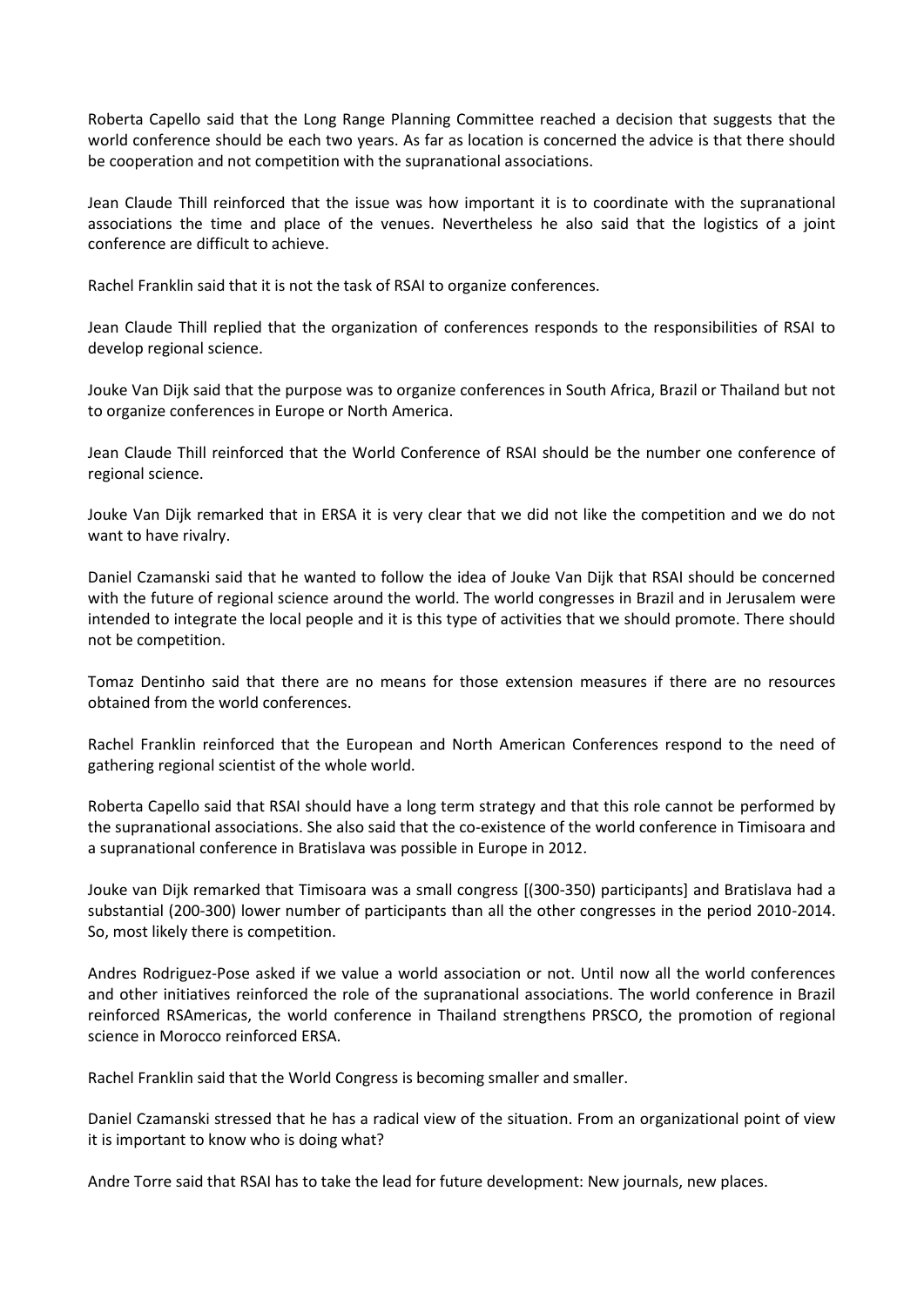Roberta Capello said that the Long Range Planning Committee reached a decision that suggests that the world conference should be each two years. As far as location is concerned the advice is that there should be cooperation and not competition with the supranational associations.

Jean Claude Thill reinforced that the issue was how important it is to coordinate with the supranational associations the time and place of the venues. Nevertheless he also said that the logistics of a joint conference are difficult to achieve.

Rachel Franklin said that it is not the task of RSAI to organize conferences.

Jean Claude Thill replied that the organization of conferences responds to the responsibilities of RSAI to develop regional science.

Jouke Van Dijk said that the purpose was to organize conferences in South Africa, Brazil or Thailand but not to organize conferences in Europe or North America.

Jean Claude Thill reinforced that the World Conference of RSAI should be the number one conference of regional science.

Jouke Van Dijk remarked that in ERSA it is very clear that we did not like the competition and we do not want to have rivalry.

Daniel Czamanski said that he wanted to follow the idea of Jouke Van Dijk that RSAI should be concerned with the future of regional science around the world. The world congresses in Brazil and in Jerusalem were intended to integrate the local people and it is this type of activities that we should promote. There should not be competition.

Tomaz Dentinho said that there are no means for those extension measures if there are no resources obtained from the world conferences.

Rachel Franklin reinforced that the European and North American Conferences respond to the need of gathering regional scientist of the whole world.

Roberta Capello said that RSAI should have a long term strategy and that this role cannot be performed by the supranational associations. She also said that the co-existence of the world conference in Timisoara and a supranational conference in Bratislava was possible in Europe in 2012.

Jouke van Dijk remarked that Timisoara was a small congress [(300-350) participants] and Bratislava had a substantial (200-300) lower number of participants than all the other congresses in the period 2010-2014. So, most likely there is competition.

Andres Rodriguez-Pose asked if we value a world association or not. Until now all the world conferences and other initiatives reinforced the role of the supranational associations. The world conference in Brazil reinforced RSAmericas, the world conference in Thailand strengthens PRSCO, the promotion of regional science in Morocco reinforced ERSA.

Rachel Franklin said that the World Congress is becoming smaller and smaller.

Daniel Czamanski stressed that he has a radical view of the situation. From an organizational point of view it is important to know who is doing what?

Andre Torre said that RSAI has to take the lead for future development: New journals, new places.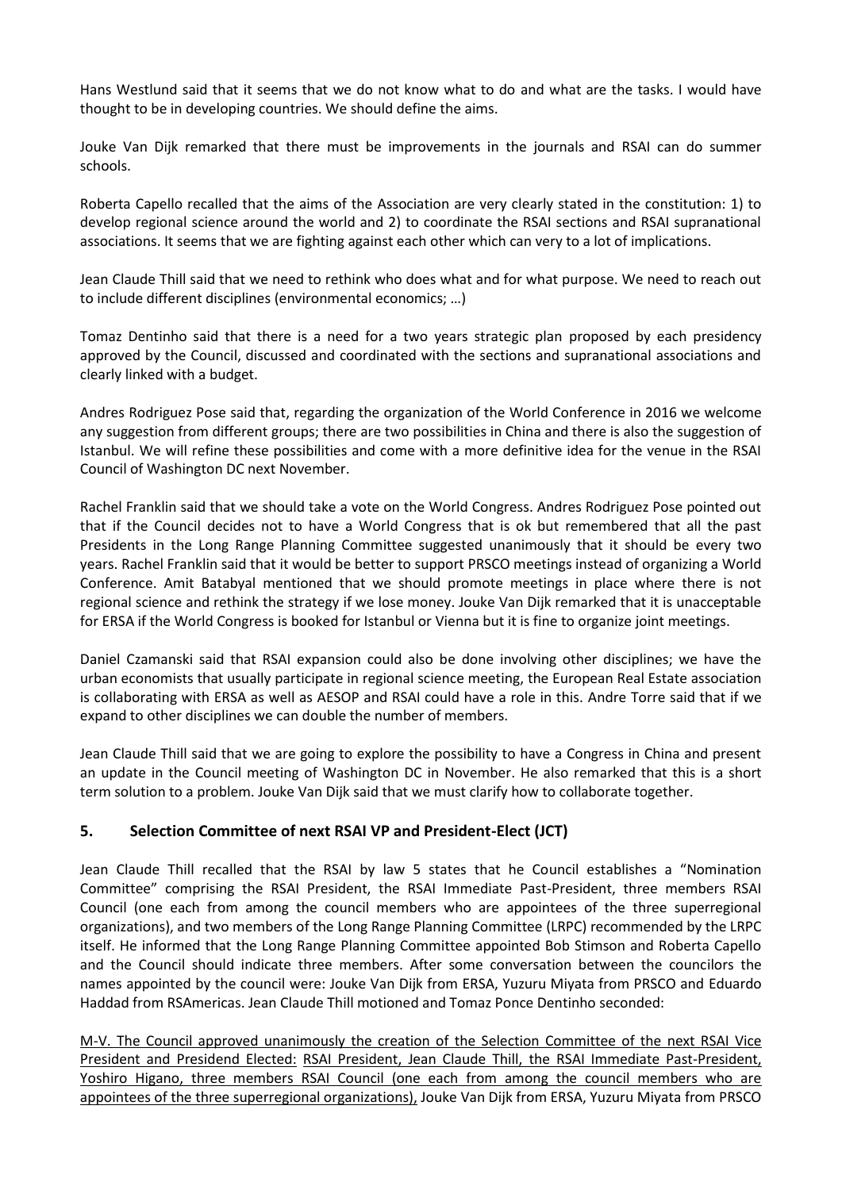Hans Westlund said that it seems that we do not know what to do and what are the tasks. I would have thought to be in developing countries. We should define the aims.

Jouke Van Dijk remarked that there must be improvements in the journals and RSAI can do summer schools.

Roberta Capello recalled that the aims of the Association are very clearly stated in the constitution: 1) to develop regional science around the world and 2) to coordinate the RSAI sections and RSAI supranational associations. It seems that we are fighting against each other which can very to a lot of implications.

Jean Claude Thill said that we need to rethink who does what and for what purpose. We need to reach out to include different disciplines (environmental economics; …)

Tomaz Dentinho said that there is a need for a two years strategic plan proposed by each presidency approved by the Council, discussed and coordinated with the sections and supranational associations and clearly linked with a budget.

Andres Rodriguez Pose said that, regarding the organization of the World Conference in 2016 we welcome any suggestion from different groups; there are two possibilities in China and there is also the suggestion of Istanbul. We will refine these possibilities and come with a more definitive idea for the venue in the RSAI Council of Washington DC next November.

Rachel Franklin said that we should take a vote on the World Congress. Andres Rodriguez Pose pointed out that if the Council decides not to have a World Congress that is ok but remembered that all the past Presidents in the Long Range Planning Committee suggested unanimously that it should be every two years. Rachel Franklin said that it would be better to support PRSCO meetings instead of organizing a World Conference. Amit Batabyal mentioned that we should promote meetings in place where there is not regional science and rethink the strategy if we lose money. Jouke Van Dijk remarked that it is unacceptable for ERSA if the World Congress is booked for Istanbul or Vienna but it is fine to organize joint meetings.

Daniel Czamanski said that RSAI expansion could also be done involving other disciplines; we have the urban economists that usually participate in regional science meeting, the European Real Estate association is collaborating with ERSA as well as AESOP and RSAI could have a role in this. Andre Torre said that if we expand to other disciplines we can double the number of members.

Jean Claude Thill said that we are going to explore the possibility to have a Congress in China and present an update in the Council meeting of Washington DC in November. He also remarked that this is a short term solution to a problem. Jouke Van Dijk said that we must clarify how to collaborate together.

## 5. Selection Committee of next RSAI VP and President-Elect (JCT)

Jean Claude Thill recalled that the RSAI by law 5 states that he Council establishes a "Nomination Committee" comprising the RSAI President, the RSAI Immediate Past-President, three members RSAI Council (one each from among the council members who are appointees of the three superregional organizations), and two members of the Long Range Planning Committee (LRPC) recommended by the LRPC itself. He informed that the Long Range Planning Committee appointed Bob Stimson and Roberta Capello and the Council should indicate three members. After some conversation between the councilors the names appointed by the council were: Jouke Van Dijk from ERSA, Yuzuru Miyata from PRSCO and Eduardo Haddad from RSAmericas. Jean Claude Thill motioned and Tomaz Ponce Dentinho seconded:

<u>M-V. The Council approved unanimously the creation of the Selection Committee of the next RSAI Vice President and Presidend Elected:</u> <u>RSAI President, Jean Claude Thill, the RSAI Immediate Past-President, Yoshiro Higano, three members RSAI Council (one each from among the council members who are appointees of the three superregional organizations),</u> Jouke Van Dijk from ERSA, Yuzuru Miyata from PRSCO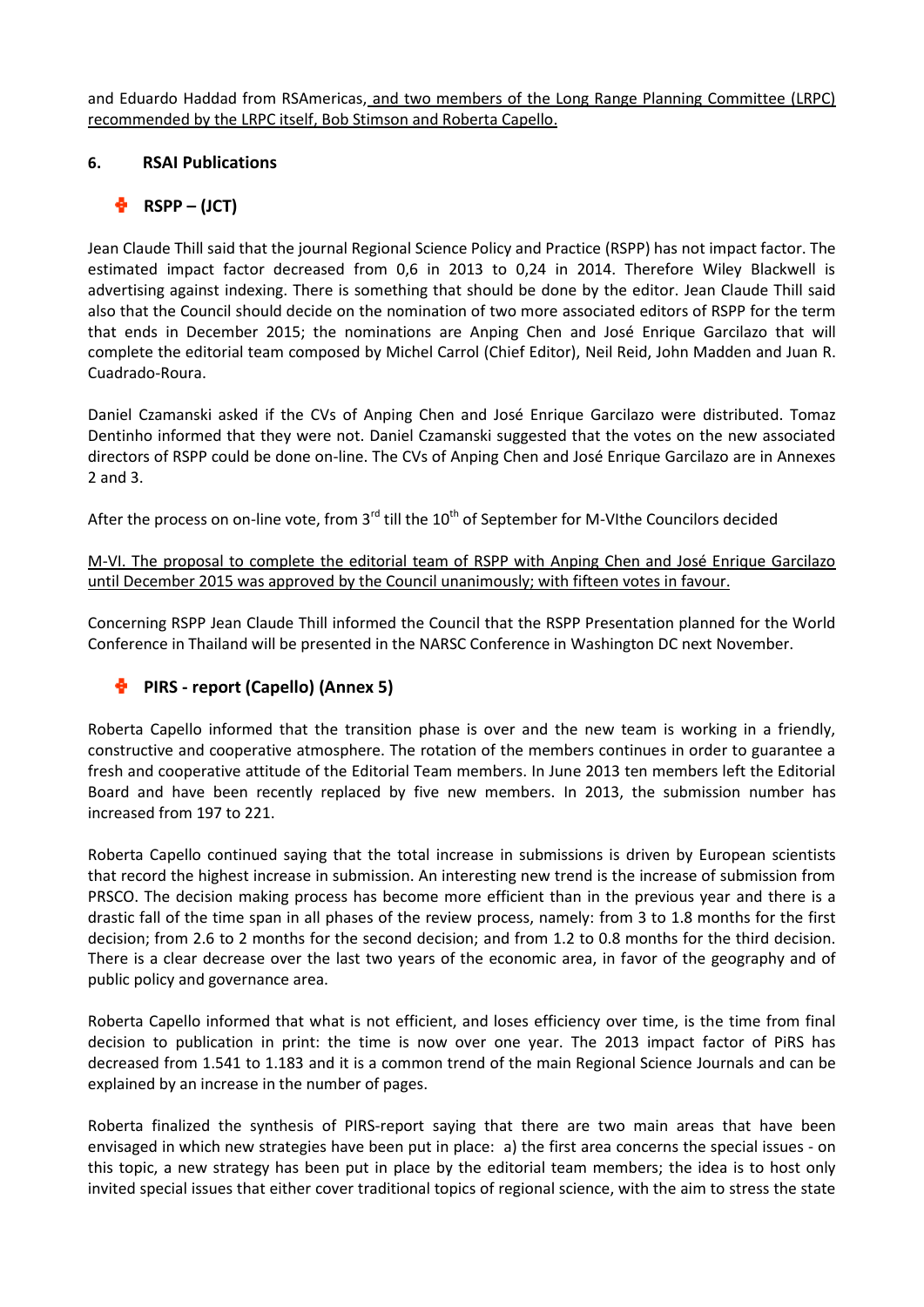and Eduardo Haddad from RSAmericas, and two members of the Long Range Planning Committee (LRPC) recommended by the LRPC itself, Bob Stimson and Roberta Capello.

## 6. RSAI Publications

### RSPP – (JCT)

Jean Claude Thill said that the journal Regional Science Policy and Practice (RSPP) has not impact factor. The estimated impact factor decreased from 0,6 in 2013 to 0,24 in 2014. Therefore Wiley Blackwell is advertising against indexing. There is something that should be done by the editor. Jean Claude Thill said also that the Council should decide on the nomination of two more associated editors of RSPP for the term that ends in December 2015; the nominations are Anping Chen and José Enrique Garcilazo that will complete the editorial team composed by Michel Carrol (Chief Editor), Neil Reid, John Madden and Juan R. Cuadrado-Roura.

Daniel Czamanski asked if the CVs of Anping Chen and José Enrique Garcilazo were distributed. Tomaz Dentinho informed that they were not. Daniel Czamanski suggested that the votes on the new associated directors of RSPP could be done on-line. The CVs of Anping Chen and José Enrique Garcilazo are in Annexes 2 and 3.

After the process on on-line vote, from 3rd till the 10th of September for M-VIthe Councilors decided

M-VI. The proposal to complete the editorial team of RSPP with Anping Chen and José Enrique Garcilazo until December 2015 was approved by the Council unanimously; with fifteen votes in favour.

Concerning RSPP Jean Claude Thill informed the Council that the RSPP Presentation planned for the World Conference in Thailand will be presented in the NARSC Conference in Washington DC next November.

### PIRS - report (Capello) (Annex 5)

Roberta Capello informed that the transition phase is over and the new team is working in a friendly, constructive and cooperative atmosphere. The rotation of the members continues in order to guarantee a fresh and cooperative attitude of the Editorial Team members. In June 2013 ten members left the Editorial Board and have been recently replaced by five new members. In 2013, the submission number has increased from 197 to 221.

Roberta Capello continued saying that the total increase in submissions is driven by European scientists that record the highest increase in submission. An interesting new trend is the increase of submission from PRSCO. The decision making process has become more efficient than in the previous year and there is a drastic fall of the time span in all phases of the review process, namely: from 3 to 1.8 months for the first decision; from 2.6 to 2 months for the second decision; and from 1.2 to 0.8 months for the third decision. There is a clear decrease over the last two years of the economic area, in favor of the geography and of public policy and governance area.

Roberta Capello informed that what is not efficient, and loses efficiency over time, is the time from final decision to publication in print: the time is now over one year. The 2013 impact factor of PiRS has decreased from 1.541 to 1.183 and it is a common trend of the main Regional Science Journals and can be explained by an increase in the number of pages.

Roberta finalized the synthesis of PIRS-report saying that there are two main areas that have been envisaged in which new strategies have been put in place: a) the first area concerns the special issues - on this topic, a new strategy has been put in place by the editorial team members; the idea is to host only invited special issues that either cover traditional topics of regional science, with the aim to stress the state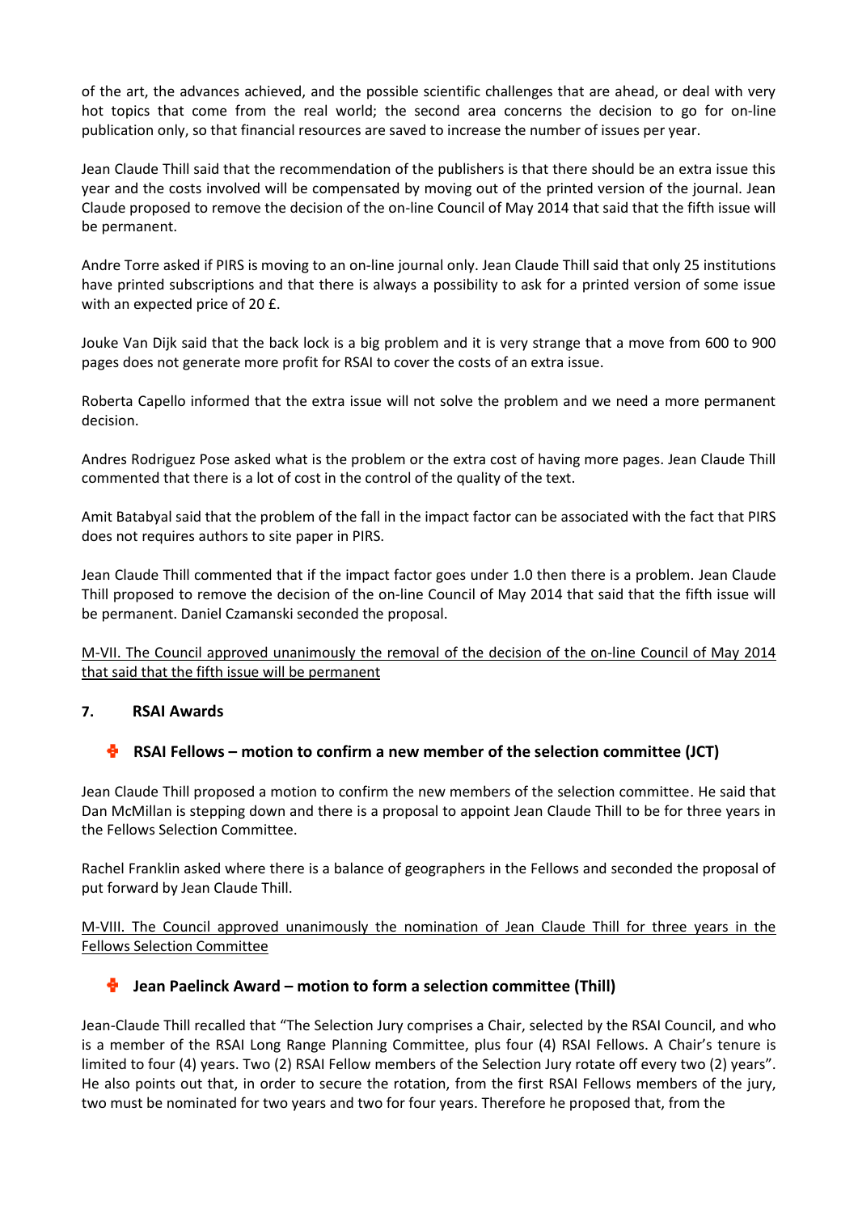of the art, the advances achieved, and the possible scientific challenges that are ahead, or deal with very hot topics that come from the real world; the second area concerns the decision to go for on-line publication only, so that financial resources are saved to increase the number of issues per year.

Jean Claude Thill said that the recommendation of the publishers is that there should be an extra issue this year and the costs involved will be compensated by moving out of the printed version of the journal. Jean Claude proposed to remove the decision of the on-line Council of May 2014 that said that the fifth issue will be permanent.

Andre Torre asked if PIRS is moving to an on-line journal only. Jean Claude Thill said that only 25 institutions have printed subscriptions and that there is always a possibility to ask for a printed version of some issue with an expected price of 20 £.

Jouke Van Dijk said that the back lock is a big problem and it is very strange that a move from 600 to 900 pages does not generate more profit for RSAI to cover the costs of an extra issue.

Roberta Capello informed that the extra issue will not solve the problem and we need a more permanent decision.

Andres Rodriguez Pose asked what is the problem or the extra cost of having more pages. Jean Claude Thill commented that there is a lot of cost in the control of the quality of the text.

Amit Batabyal said that the problem of the fall in the impact factor can be associated with the fact that PIRS does not requires authors to site paper in PIRS.

Jean Claude Thill commented that if the impact factor goes under 1.0 then there is a problem. Jean Claude Thill proposed to remove the decision of the on-line Council of May 2014 that said that the fifth issue will be permanent. Daniel Czamanski seconded the proposal.

<u>M-VII. The Council approved unanimously the removal of the decision of the on-line Council of May 2014 that said that the fifth issue will be permanent</u>

## 7. RSAI Awards

### RSAI Fellows – motion to confirm a new member of the selection committee (JCT)

Jean Claude Thill proposed a motion to confirm the new members of the selection committee. He said that Dan McMillan is stepping down and there is a proposal to appoint Jean Claude Thill to be for three years in the Fellows Selection Committee.

Rachel Franklin asked where there is a balance of geographers in the Fellows and seconded the proposal of put forward by Jean Claude Thill.

<u>M-VIII. The Council approved unanimously the nomination of Jean Claude Thill for three years in the Fellows Selection Committee</u>

### Jean Paelinck Award – motion to form a selection committee (Thill)

Jean-Claude Thill recalled that "The Selection Jury comprises a Chair, selected by the RSAI Council, and who is a member of the RSAI Long Range Planning Committee, plus four (4) RSAI Fellows. A Chair's tenure is limited to four (4) years. Two (2) RSAI Fellow members of the Selection Jury rotate off every two (2) years". He also points out that, in order to secure the rotation, from the first RSAI Fellows members of the jury, two must be nominated for two years and two for four years. Therefore he proposed that, from the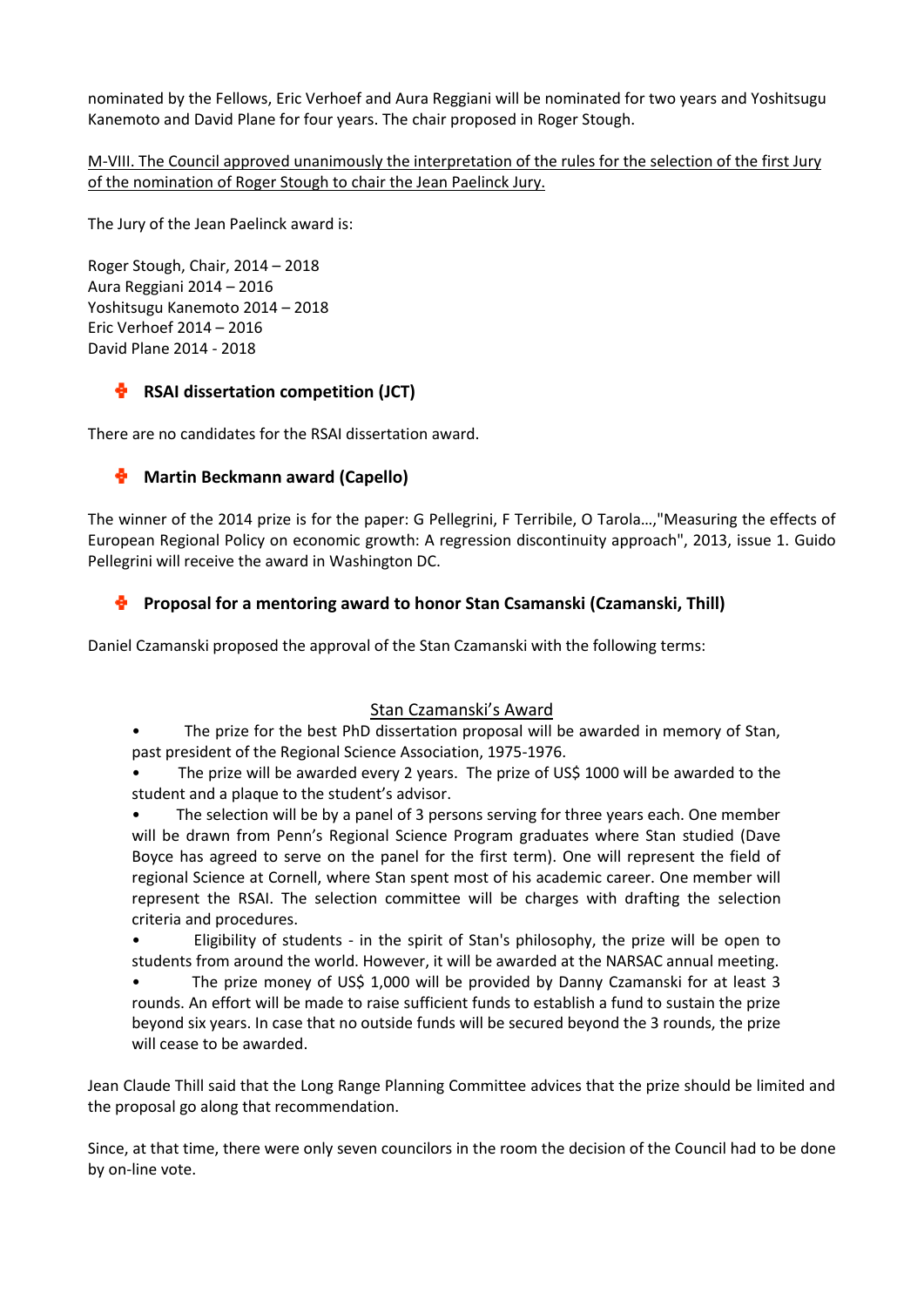nominated by the Fellows, Eric Verhoef and Aura Reggiani will be nominated for two years and Yoshitsugu Kanemoto and David Plane for four years. The chair proposed in Roger Stough.

<u>M-VIII. The Council approved unanimously the interpretation of the rules for the selection of the first Jury of the nomination of Roger Stough to chair the Jean Paelinck Jury.</u>

The Jury of the Jean Paelinck award is:

Roger Stough, Chair, 2014 – 2018
Aura Reggiani 2014 – 2016
Yoshitsugu Kanemoto 2014 – 2018
Eric Verhoef 2014 – 2016
David Plane 2014 - 2018

### RSAI dissertation competition (JCT)

There are no candidates for the RSAI dissertation award.

### Martin Beckmann award (Capello)

The winner of the 2014 prize is for the paper: G Pellegrini, F Terribile, O Tarola…,"Measuring the effects of European Regional Policy on economic growth: A regression discontinuity approach", 2013, issue 1. Guido Pellegrini will receive the award in Washington DC.

### Proposal for a mentoring award to honor Stan Csamanski (Czamanski, Thill)

Daniel Czamanski proposed the approval of the Stan Czamanski with the following terms:

<u>Stan Czamanski's Award</u>

- The prize for the best PhD dissertation proposal will be awarded in memory of Stan, past president of the Regional Science Association, 1975-1976.
- The prize will be awarded every 2 years. The prize of US$ 1000 will be awarded to the student and a plaque to the student's advisor.
- The selection will be by a panel of 3 persons serving for three years each. One member will be drawn from Penn's Regional Science Program graduates where Stan studied (Dave Boyce has agreed to serve on the panel for the first term). One will represent the field of regional Science at Cornell, where Stan spent most of his academic career. One member will represent the RSAI. The selection committee will be charges with drafting the selection criteria and procedures.
- Eligibility of students - in the spirit of Stan's philosophy, the prize will be open to students from around the world. However, it will be awarded at the NARSAC annual meeting.
- The prize money of US$ 1,000 will be provided by Danny Czamanski for at least 3 rounds. An effort will be made to raise sufficient funds to establish a fund to sustain the prize beyond six years. In case that no outside funds will be secured beyond the 3 rounds, the prize will cease to be awarded.

Jean Claude Thill said that the Long Range Planning Committee advices that the prize should be limited and the proposal go along that recommendation.

Since, at that time, there were only seven councilors in the room the decision of the Council had to be done by on-line vote.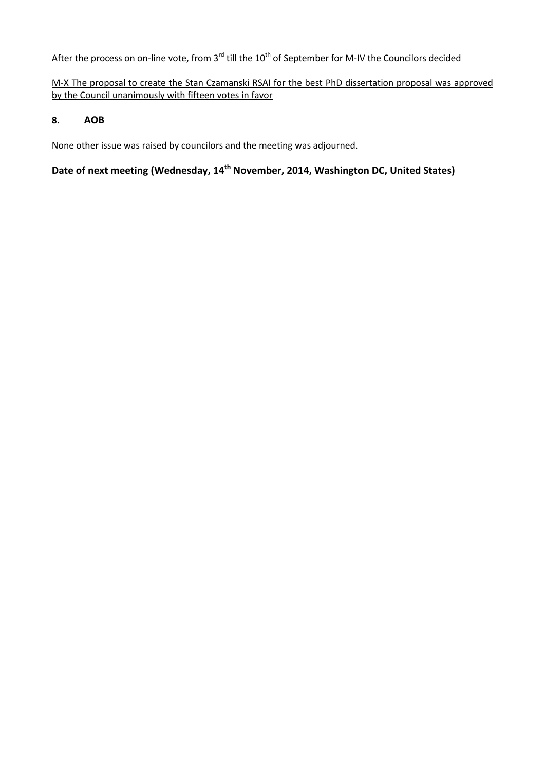After the process on on-line vote, from 3rd till the 10th of September for M-IV the Councilors decided

<u>M-X The proposal to create the Stan Czamanski RSAI for the best PhD dissertation proposal was approved by the Council unanimously with fifteen votes in favor</u>

## 8. AOB

None other issue was raised by councilors and the meeting was adjourned.

**Date of next meeting (Wednesday, 14th November, 2014, Washington DC, United States)**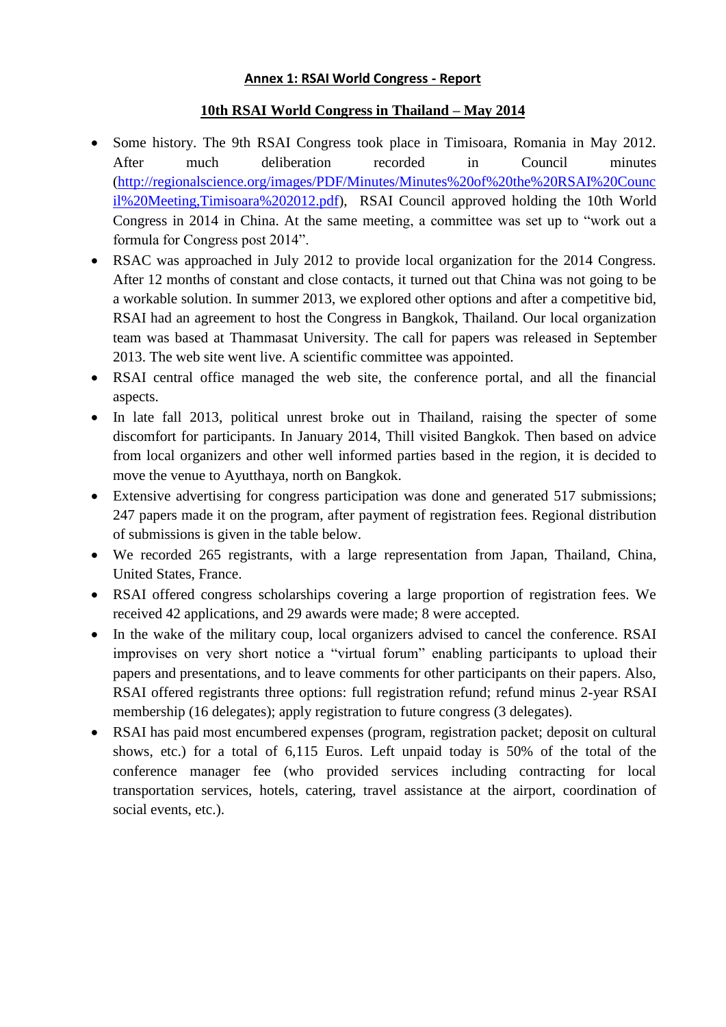**Annex 1: RSAI World Congress - Report**

**10th RSAI World Congress in Thailand – May 2014**

- Some history. The 9th RSAI Congress took place in Timisoara, Romania in May 2012. After much deliberation recorded in Council minutes ([http://regionalscience.org/images/PDF/Minutes/Minutes%20of%20the%20RSAI%20Council%20Meeting,Timisoara%202012.pdf](http://regionalscience.org/images/PDF/Minutes/Minutes%20of%20the%20RSAI%20Council%20Meeting,Timisoara%202012.pdf)), RSAI Council approved holding the 10th World Congress in 2014 in China. At the same meeting, a committee was set up to "work out a formula for Congress post 2014".
- RSAC was approached in July 2012 to provide local organization for the 2014 Congress. After 12 months of constant and close contacts, it turned out that China was not going to be a workable solution. In summer 2013, we explored other options and after a competitive bid, RSAI had an agreement to host the Congress in Bangkok, Thailand. Our local organization team was based at Thammasat University. The call for papers was released in September 2013. The web site went live. A scientific committee was appointed.
- RSAI central office managed the web site, the conference portal, and all the financial aspects.
- In late fall 2013, political unrest broke out in Thailand, raising the specter of some discomfort for participants. In January 2014, Thill visited Bangkok. Then based on advice from local organizers and other well informed parties based in the region, it is decided to move the venue to Ayutthaya, north on Bangkok.
- Extensive advertising for congress participation was done and generated 517 submissions; 247 papers made it on the program, after payment of registration fees. Regional distribution of submissions is given in the table below.
- We recorded 265 registrants, with a large representation from Japan, Thailand, China, United States, France.
- RSAI offered congress scholarships covering a large proportion of registration fees. We received 42 applications, and 29 awards were made; 8 were accepted.
- In the wake of the military coup, local organizers advised to cancel the conference. RSAI improvises on very short notice a "virtual forum" enabling participants to upload their papers and presentations, and to leave comments for other participants on their papers. Also, RSAI offered registrants three options: full registration refund; refund minus 2-year RSAI membership (16 delegates); apply registration to future congress (3 delegates).
- RSAI has paid most encumbered expenses (program, registration packet; deposit on cultural shows, etc.) for a total of 6,115 Euros. Left unpaid today is 50% of the total of the conference manager fee (who provided services including contracting for local transportation services, hotels, catering, travel assistance at the airport, coordination of social events, etc.).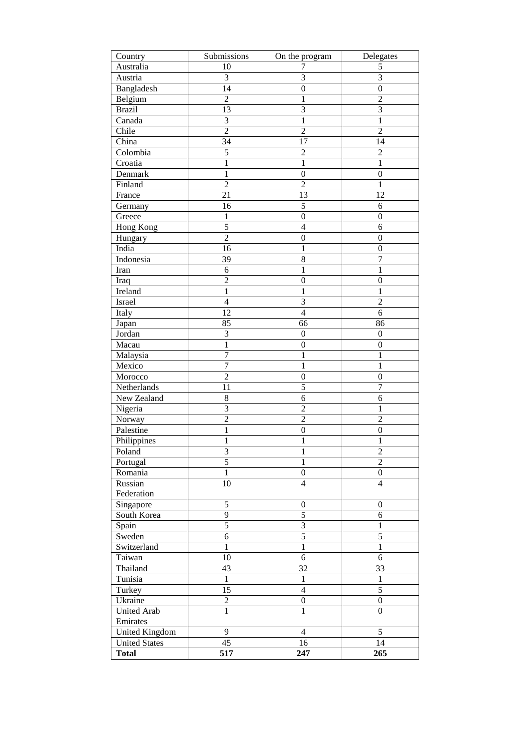| Country | Submissions | On the program | Delegates |
|---|---|---|---|
| Australia | 10 | 7 | 5 |
| Austria | 3 | 3 | 3 |
| Bangladesh | 14 | 0 | 0 |
| Belgium | 2 | 1 | 2 |
| Brazil | 13 | 3 | 3 |
| Canada | 3 | 1 | 1 |
| Chile | 2 | 2 | 2 |
| China | 34 | 17 | 14 |
| Colombia | 5 | 2 | 2 |
| Croatia | 1 | 1 | 1 |
| Denmark | 1 | 0 | 0 |
| Finland | 2 | 2 | 1 |
| France | 21 | 13 | 12 |
| Germany | 16 | 5 | 6 |
| Greece | 1 | 0 | 0 |
| Hong Kong | 5 | 4 | 6 |
| Hungary | 2 | 0 | 0 |
| India | 16 | 1 | 0 |
| Indonesia | 39 | 8 | 7 |
| Iran | 6 | 1 | 1 |
| Iraq | 2 | 0 | 0 |
| Ireland | 1 | 1 | 1 |
| Israel | 4 | 3 | 2 |
| Italy | 12 | 4 | 6 |
| Japan | 85 | 66 | 86 |
| Jordan | 3 | 0 | 0 |
| Macau | 1 | 0 | 0 |
| Malaysia | 7 | 1 | 1 |
| Mexico | 7 | 1 | 1 |
| Morocco | 2 | 0 | 0 |
| Netherlands | 11 | 5 | 7 |
| New Zealand | 8 | 6 | 6 |
| Nigeria | 3 | 2 | 1 |
| Norway | 2 | 2 | 2 |
| Palestine | 1 | 0 | 0 |
| Philippines | 1 | 1 | 1 |
| Poland | 3 | 1 | 2 |
| Portugal | 5 | 1 | 2 |
| Romania | 1 | 0 | 0 |
| Russian Federation | 10 | 4 | 4 |
| Singapore | 5 | 0 | 0 |
| South Korea | 9 | 5 | 6 |
| Spain | 5 | 3 | 1 |
| Sweden | 6 | 5 | 5 |
| Switzerland | 1 | 1 | 1 |
| Taiwan | 10 | 6 | 6 |
| Thailand | 43 | 32 | 33 |
| Tunisia | 1 | 1 | 1 |
| Turkey | 15 | 4 | 5 |
| Ukraine | 2 | 0 | 0 |
| United Arab Emirates | 1 | 1 | 0 |
| United Kingdom | 9 | 4 | 5 |
| United States | 45 | 16 | 14 |
| **Total** | **517** | **247** | **265** |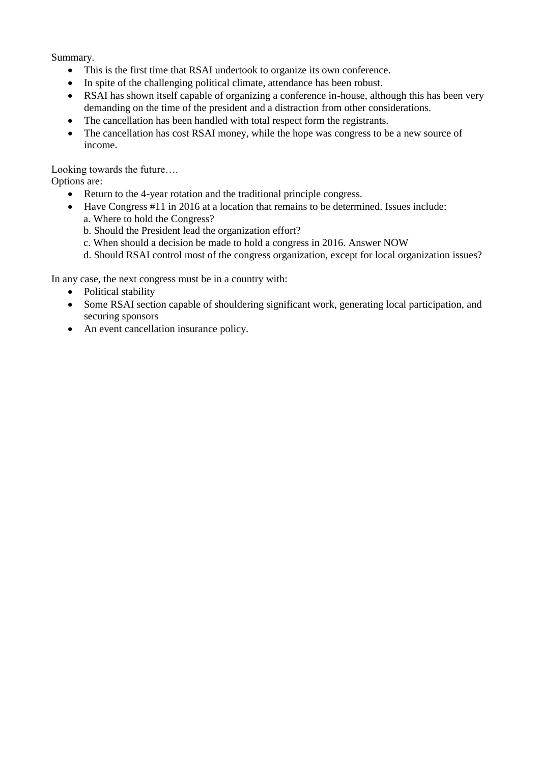Summary.

- This is the first time that RSAI undertook to organize its own conference.
- In spite of the challenging political climate, attendance has been robust.
- RSAI has shown itself capable of organizing a conference in-house, although this has been very demanding on the time of the president and a distraction from other considerations.
- The cancellation has been handled with total respect form the registrants.
- The cancellation has cost RSAI money, while the hope was congress to be a new source of income.

Looking towards the future….
Options are:

- Return to the 4-year rotation and the traditional principle congress.
- Have Congress #11 in 2016 at a location that remains to be determined. Issues include:
  a. Where to hold the Congress?
  b. Should the President lead the organization effort?
  c. When should a decision be made to hold a congress in 2016. Answer NOW
  d. Should RSAI control most of the congress organization, except for local organization issues?

In any case, the next congress must be in a country with:

- Political stability
- Some RSAI section capable of shouldering significant work, generating local participation, and securing sponsors
- An event cancellation insurance policy.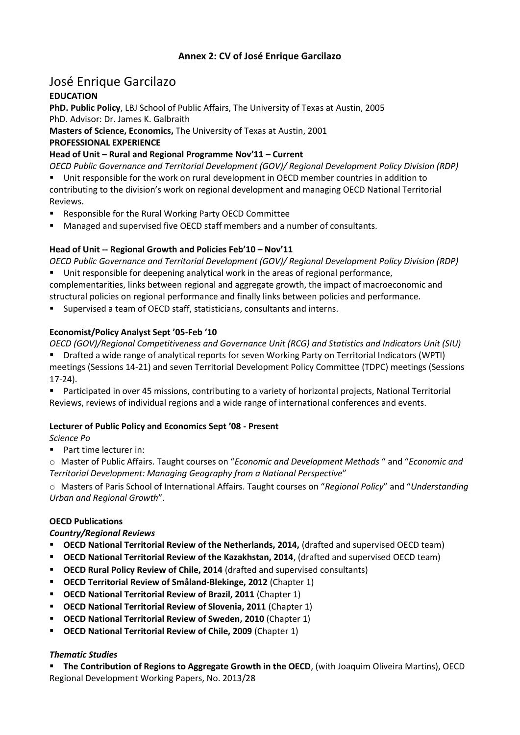## Annex 2: CV of José Enrique Garcilazo

# José Enrique Garcilazo

**EDUCATION**

**PhD. Public Policy**, LBJ School of Public Affairs, The University of Texas at Austin, 2005
PhD. Advisor: Dr. James K. Galbraith

**Masters of Science, Economics,** The University of Texas at Austin, 2001

**PROFESSIONAL EXPERIENCE**

**Head of Unit – Rural and Regional Programme Nov'11 – Current**

*OECD Public Governance and Territorial Development (GOV)/ Regional Development Policy Division (RDP)*

- Unit responsible for the work on rural development in OECD member countries in addition to contributing to the division's work on regional development and managing OECD National Territorial Reviews.
- Responsible for the Rural Working Party OECD Committee
- Managed and supervised five OECD staff members and a number of consultants.

**Head of Unit -- Regional Growth and Policies Feb'10 – Nov'11**

*OECD Public Governance and Territorial Development (GOV)/ Regional Development Policy Division (RDP)*

- Unit responsible for deepening analytical work in the areas of regional performance, complementarities, links between regional and aggregate growth, the impact of macroeconomic and structural policies on regional performance and finally links between policies and performance.
- Supervised a team of OECD staff, statisticians, consultants and interns.

**Economist/Policy Analyst Sept '05-Feb '10**

*OECD (GOV)/Regional Competitiveness and Governance Unit (RCG) and Statistics and Indicators Unit (SIU)*

- Drafted a wide range of analytical reports for seven Working Party on Territorial Indicators (WPTI) meetings (Sessions 14-21) and seven Territorial Development Policy Committee (TDPC) meetings (Sessions 17-24).
- Participated in over 45 missions, contributing to a variety of horizontal projects, National Territorial Reviews, reviews of individual regions and a wide range of international conferences and events.

**Lecturer of Public Policy and Economics Sept '08 - Present**

*Science Po*

- Part time lecturer in:
  - Master of Public Affairs. Taught courses on "*Economic and Development Methods* " and "*Economic and Territorial Development: Managing Geography from a National Perspective*"
  - Masters of Paris School of International Affairs. Taught courses on "*Regional Policy*" and "*Understanding Urban and Regional Growth*".

**OECD Publications**

***Country/Regional Reviews***

- **OECD National Territorial Review of the Netherlands, 2014,** (drafted and supervised OECD team)
- **OECD National Territorial Review of the Kazakhstan, 2014**, (drafted and supervised OECD team)
- **OECD Rural Policy Review of Chile, 2014** (drafted and supervised consultants)
- **OECD Territorial Review of Småland-Blekinge, 2012** (Chapter 1)
- **OECD National Territorial Review of Brazil, 2011** (Chapter 1)
- **OECD National Territorial Review of Slovenia, 2011** (Chapter 1)
- **OECD National Territorial Review of Sweden, 2010** (Chapter 1)
- **OECD National Territorial Review of Chile, 2009** (Chapter 1)

***Thematic Studies***

- **The Contribution of Regions to Aggregate Growth in the OECD**, (with Joaquim Oliveira Martins), OECD Regional Development Working Papers, No. 2013/28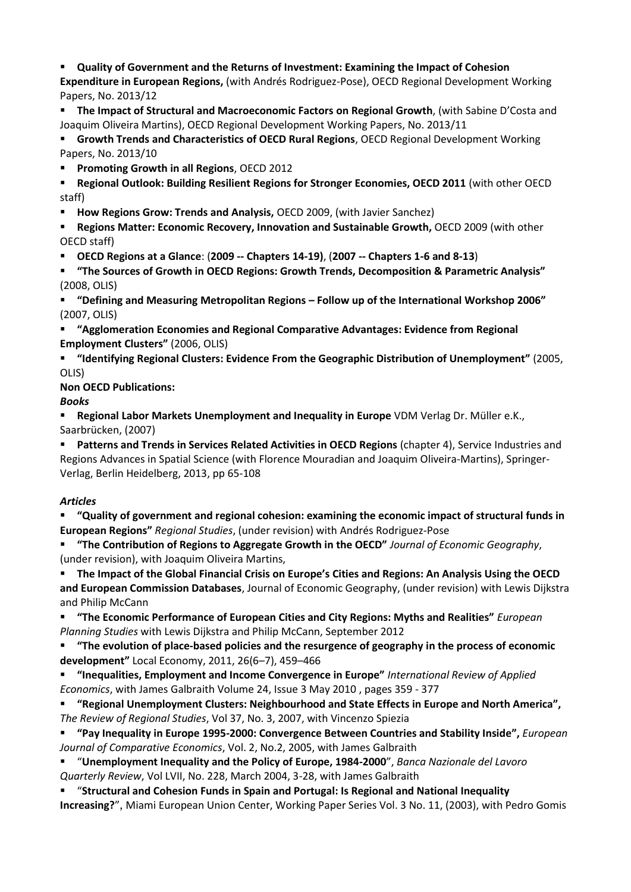- **Quality of Government and the Returns of Investment: Examining the Impact of Cohesion Expenditure in European Regions,** (with Andrés Rodriguez-Pose), OECD Regional Development Working Papers, No. 2013/12
- **The Impact of Structural and Macroeconomic Factors on Regional Growth**, (with Sabine D'Costa and Joaquim Oliveira Martins), OECD Regional Development Working Papers, No. 2013/11
- **Growth Trends and Characteristics of OECD Rural Regions**, OECD Regional Development Working Papers, No. 2013/10
- **Promoting Growth in all Regions**, OECD 2012
- **Regional Outlook: Building Resilient Regions for Stronger Economies, OECD 2011** (with other OECD staff)
- **How Regions Grow: Trends and Analysis,** OECD 2009, (with Javier Sanchez)
- **Regions Matter: Economic Recovery, Innovation and Sustainable Growth,** OECD 2009 (with other OECD staff)
- **OECD Regions at a Glance**: (**2009 -- Chapters 14-19)**, (**2007 -- Chapters 1-6 and 8-13**)
- **"The Sources of Growth in OECD Regions: Growth Trends, Decomposition & Parametric Analysis"** (2008, OLIS)
- **"Defining and Measuring Metropolitan Regions – Follow up of the International Workshop 2006"** (2007, OLIS)
- **"Agglomeration Economies and Regional Comparative Advantages: Evidence from Regional Employment Clusters"** (2006, OLIS)
- **"Identifying Regional Clusters: Evidence From the Geographic Distribution of Unemployment"** (2005, OLIS)

**Non OECD Publications:**

***Books***

- **Regional Labor Markets Unemployment and Inequality in Europe** VDM Verlag Dr. Müller e.K., Saarbrücken, (2007)
- **Patterns and Trends in Services Related Activities in OECD Regions** (chapter 4), Service Industries and Regions Advances in Spatial Science (with Florence Mouradian and Joaquim Oliveira-Martins), Springer-Verlag, Berlin Heidelberg, 2013, pp 65-108

***Articles***

- **"Quality of government and regional cohesion: examining the economic impact of structural funds in European Regions"** *Regional Studies*, (under revision) with Andrés Rodriguez-Pose
- **"The Contribution of Regions to Aggregate Growth in the OECD"** *Journal of Economic Geography*, (under revision), with Joaquim Oliveira Martins,
- **The Impact of the Global Financial Crisis on Europe's Cities and Regions: An Analysis Using the OECD and European Commission Databases**, Journal of Economic Geography, (under revision) with Lewis Dijkstra and Philip McCann
- **"The Economic Performance of European Cities and City Regions: Myths and Realities"** *European Planning Studies* with Lewis Dijkstra and Philip McCann, September 2012
- **"The evolution of place-based policies and the resurgence of geography in the process of economic development"** Local Economy, 2011, 26(6–7), 459–466
- **"Inequalities, Employment and Income Convergence in Europe"** *International Review of Applied Economics*, with James Galbraith Volume 24, Issue 3 May 2010 , pages 359 - 377
- **"Regional Unemployment Clusters: Neighbourhood and State Effects in Europe and North America",** *The Review of Regional Studies*, Vol 37, No. 3, 2007, with Vincenzo Spiezia
- **"Pay Inequality in Europe 1995-2000: Convergence Between Countries and Stability Inside",** *European Journal of Comparative Economics*, Vol. 2, No.2, 2005, with James Galbraith
- "**Unemployment Inequality and the Policy of Europe, 1984-2000**", *Banca Nazionale del Lavoro Quarterly Review*, Vol LVII, No. 228, March 2004, 3-28, with James Galbraith
- "**Structural and Cohesion Funds in Spain and Portugal: Is Regional and National Inequality Increasing?**", Miami European Union Center, Working Paper Series Vol. 3 No. 11, (2003), with Pedro Gomis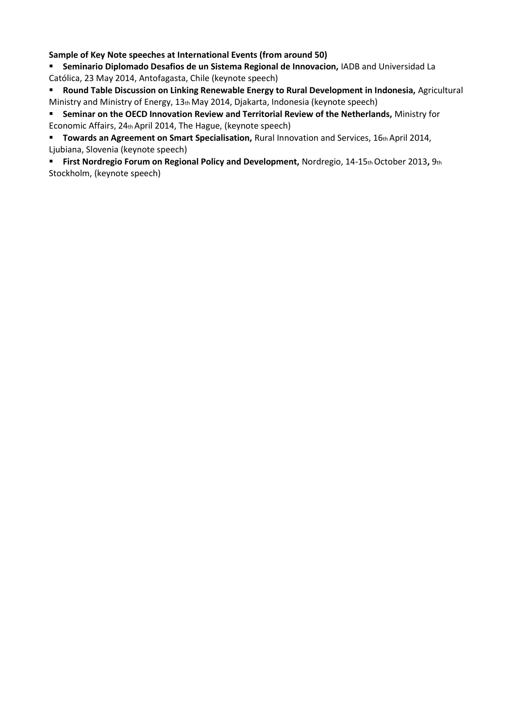**Sample of Key Note speeches at International Events (from around 50)**

- **Seminario Diplomado Desafios de un Sistema Regional de Innovacion,** IADB and Universidad La Católica, 23 May 2014, Antofagasta, Chile (keynote speech)
- **Round Table Discussion on Linking Renewable Energy to Rural Development in Indonesia,** Agricultural Ministry and Ministry of Energy, 13th May 2014, Djakarta, Indonesia (keynote speech)
- **Seminar on the OECD Innovation Review and Territorial Review of the Netherlands,** Ministry for Economic Affairs, 24th April 2014, The Hague, (keynote speech)
- **Towards an Agreement on Smart Specialisation,** Rural Innovation and Services, 16th April 2014, Ljubiana, Slovenia (keynote speech)
- **First Nordregio Forum on Regional Policy and Development,** Nordregio, 14-15th October 2013**,** 9th Stockholm, (keynote speech)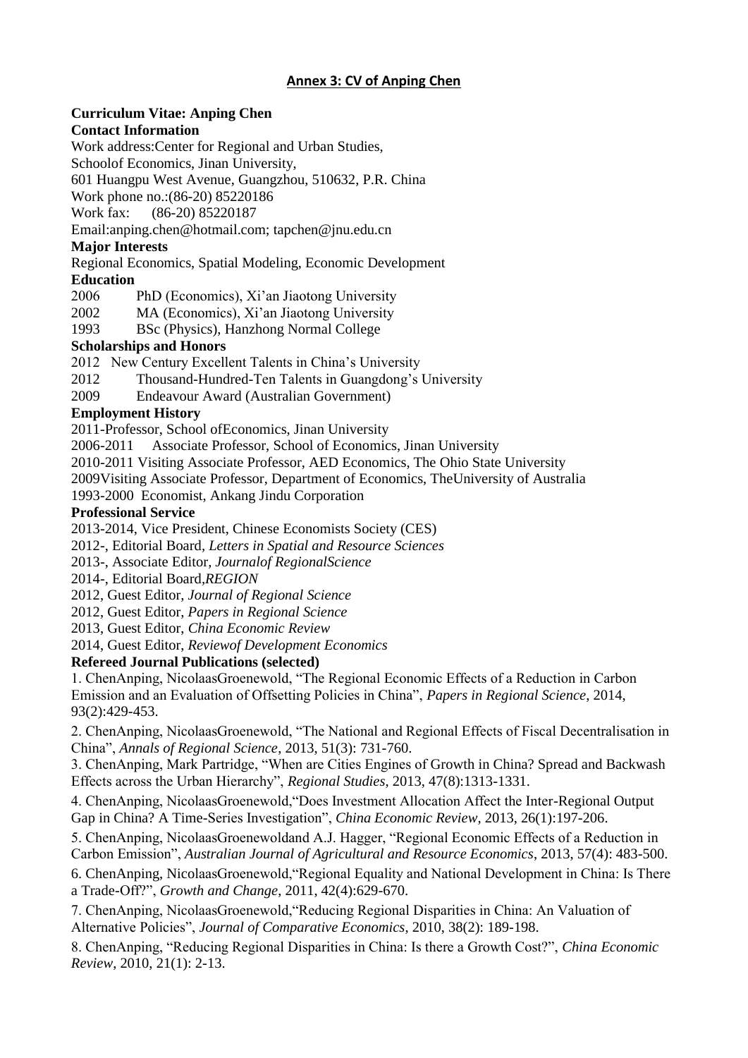## Annex 3: CV of Anping Chen

**Curriculum Vitae: Anping Chen**

**Contact Information**

Work address:Center for Regional and Urban Studies,
Schoolof Economics, Jinan University,
601 Huangpu West Avenue, Guangzhou, 510632, P.R. China
Work phone no.:(86-20) 85220186
Work fax: (86-20) 85220187
Email:anping.chen@hotmail.com; tapchen@jnu.edu.cn

**Major Interests**

Regional Economics, Spatial Modeling, Economic Development

**Education**

2006 PhD (Economics), Xi'an Jiaotong University
2002 MA (Economics), Xi'an Jiaotong University
1993 BSc (Physics), Hanzhong Normal College

**Scholarships and Honors**

2012 New Century Excellent Talents in China's University
2012 Thousand-Hundred-Ten Talents in Guangdong's University
2009 Endeavour Award (Australian Government)

**Employment History**

2011-Professor, School ofEconomics, Jinan University
2006-2011 Associate Professor, School of Economics, Jinan University
2010-2011 Visiting Associate Professor, AED Economics, The Ohio State University
2009Visiting Associate Professor, Department of Economics, TheUniversity of Australia
1993-2000 Economist, Ankang Jindu Corporation

**Professional Service**

2013-2014, Vice President, Chinese Economists Society (CES)
2012-, Editorial Board, *Letters in Spatial and Resource Sciences*
2013-, Associate Editor, *Journalof RegionalScience*
2014-, Editorial Board,*REGION*
2012, Guest Editor, *Journal of Regional Science*
2012, Guest Editor, *Papers in Regional Science*
2013, Guest Editor, *China Economic Review*
2014, Guest Editor, *Reviewof Development Economics*

**Refereed Journal Publications (selected)**

1. ChenAnping, NicolaasGroenewold, "The Regional Economic Effects of a Reduction in Carbon Emission and an Evaluation of Offsetting Policies in China", *Papers in Regional Science*, 2014, 93(2):429-453.

2. ChenAnping, NicolaasGroenewold, "The National and Regional Effects of Fiscal Decentralisation in China", *Annals of Regional Science*, 2013, 51(3): 731-760.

3. ChenAnping, Mark Partridge, "When are Cities Engines of Growth in China? Spread and Backwash Effects across the Urban Hierarchy", *Regional Studies*, 2013, 47(8):1313-1331.

4. ChenAnping, NicolaasGroenewold,"Does Investment Allocation Affect the Inter-Regional Output Gap in China? A Time-Series Investigation", *China Economic Review*, 2013, 26(1):197-206.

5. ChenAnping, NicolaasGroenewoldand A.J. Hagger, "Regional Economic Effects of a Reduction in Carbon Emission", *Australian Journal of Agricultural and Resource Economics*, 2013, 57(4): 483-500.

6. ChenAnping, NicolaasGroenewold,"Regional Equality and National Development in China: Is There a Trade-Off?", *Growth and Change*, 2011, 42(4):629-670.

7. ChenAnping, NicolaasGroenewold,"Reducing Regional Disparities in China: An Valuation of Alternative Policies", *Journal of Comparative Economics*, 2010, 38(2): 189-198.

8. ChenAnping, "Reducing Regional Disparities in China: Is there a Growth Cost?", *China Economic Review*, 2010, 21(1): 2-13.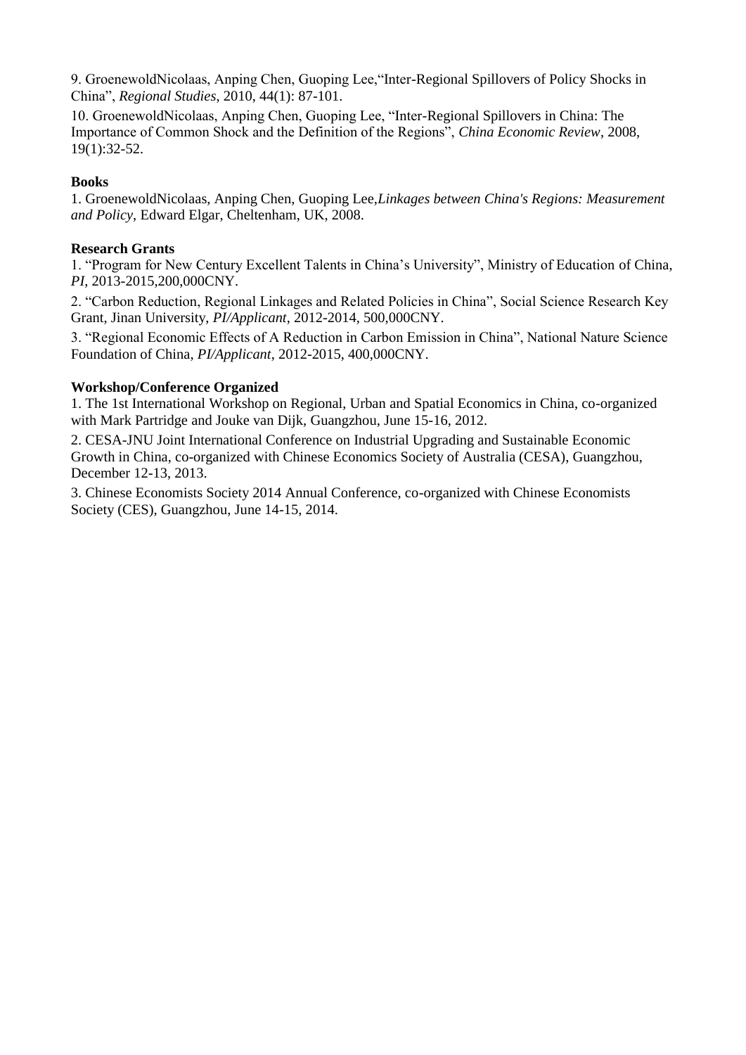9. GroenewoldNicolaas, Anping Chen, Guoping Lee,"Inter-Regional Spillovers of Policy Shocks in China", *Regional Studies*, 2010, 44(1): 87-101.

10. GroenewoldNicolaas, Anping Chen, Guoping Lee, "Inter-Regional Spillovers in China: The Importance of Common Shock and the Definition of the Regions", *China Economic Review*, 2008, 19(1):32-52.

**Books**

1. GroenewoldNicolaas, Anping Chen, Guoping Lee,*Linkages between China's Regions: Measurement and Policy*, Edward Elgar, Cheltenham, UK, 2008.

**Research Grants**

1. "Program for New Century Excellent Talents in China's University", Ministry of Education of China, *PI*, 2013-2015,200,000CNY.

2. "Carbon Reduction, Regional Linkages and Related Policies in China", Social Science Research Key Grant, Jinan University, *PI/Applicant*, 2012-2014, 500,000CNY.

3. "Regional Economic Effects of A Reduction in Carbon Emission in China", National Nature Science Foundation of China, *PI/Applicant*, 2012-2015, 400,000CNY.

**Workshop/Conference Organized**

1. The 1st International Workshop on Regional, Urban and Spatial Economics in China, co-organized with Mark Partridge and Jouke van Dijk, Guangzhou, June 15-16, 2012.

2. CESA-JNU Joint International Conference on Industrial Upgrading and Sustainable Economic Growth in China, co-organized with Chinese Economics Society of Australia (CESA), Guangzhou, December 12-13, 2013.

3. Chinese Economists Society 2014 Annual Conference, co-organized with Chinese Economists Society (CES), Guangzhou, June 14-15, 2014.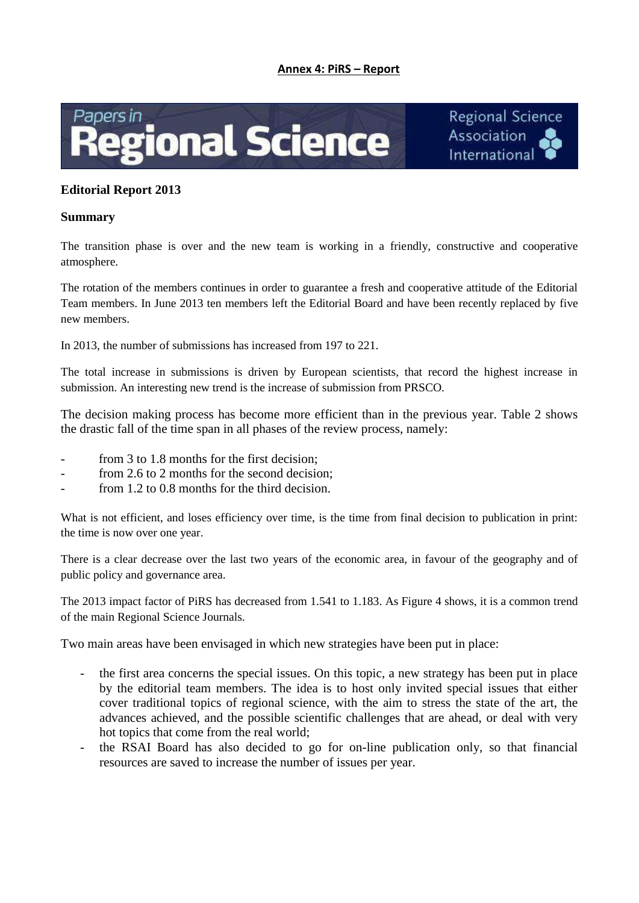**Annex 4: PiRS – Report**

Papers in Regional Science — Regional Science Association International

## Editorial Report 2013

### Summary

The transition phase is over and the new team is working in a friendly, constructive and cooperative atmosphere.

The rotation of the members continues in order to guarantee a fresh and cooperative attitude of the Editorial Team members. In June 2013 ten members left the Editorial Board and have been recently replaced by five new members.

In 2013, the number of submissions has increased from 197 to 221.

The total increase in submissions is driven by European scientists, that record the highest increase in submission. An interesting new trend is the increase of submission from PRSCO.

The decision making process has become more efficient than in the previous year. Table 2 shows the drastic fall of the time span in all phases of the review process, namely:

- from 3 to 1.8 months for the first decision;
- from 2.6 to 2 months for the second decision;
- from 1.2 to 0.8 months for the third decision.

What is not efficient, and loses efficiency over time, is the time from final decision to publication in print: the time is now over one year.

There is a clear decrease over the last two years of the economic area, in favour of the geography and of public policy and governance area.

The 2013 impact factor of PiRS has decreased from 1.541 to 1.183. As Figure 4 shows, it is a common trend of the main Regional Science Journals.

Two main areas have been envisaged in which new strategies have been put in place:

- the first area concerns the special issues. On this topic, a new strategy has been put in place by the editorial team members. The idea is to host only invited special issues that either cover traditional topics of regional science, with the aim to stress the state of the art, the advances achieved, and the possible scientific challenges that are ahead, or deal with very hot topics that come from the real world;
- the RSAI Board has also decided to go for on-line publication only, so that financial resources are saved to increase the number of issues per year.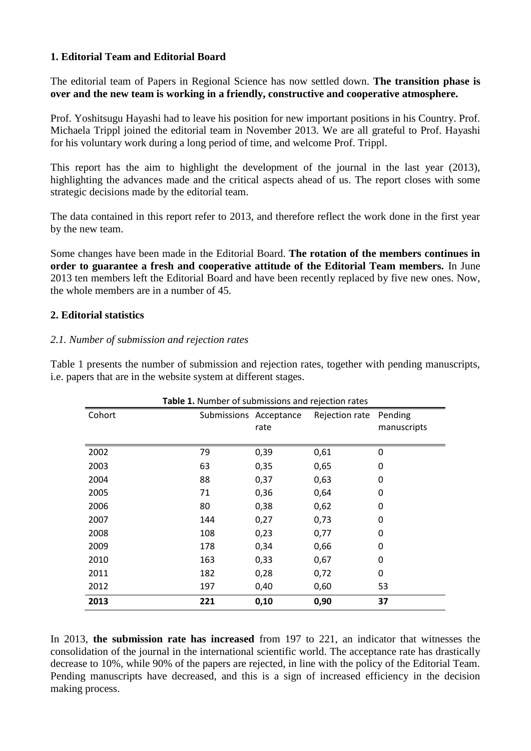## 1. Editorial Team and Editorial Board

The editorial team of Papers in Regional Science has now settled down. **The transition phase is over and the new team is working in a friendly, constructive and cooperative atmosphere.**

Prof. Yoshitsugu Hayashi had to leave his position for new important positions in his Country. Prof. Michaela Trippl joined the editorial team in November 2013. We are all grateful to Prof. Hayashi for his voluntary work during a long period of time, and welcome Prof. Trippl.

This report has the aim to highlight the development of the journal in the last year (2013), highlighting the advances made and the critical aspects ahead of us. The report closes with some strategic decisions made by the editorial team.

The data contained in this report refer to 2013, and therefore reflect the work done in the first year by the new team.

Some changes have been made in the Editorial Board. **The rotation of the members continues in order to guarantee a fresh and cooperative attitude of the Editorial Team members.** In June 2013 ten members left the Editorial Board and have been recently replaced by five new ones. Now, the whole members are in a number of 45.

## 2. Editorial statistics

### *2.1. Number of submission and rejection rates*

Table 1 presents the number of submission and rejection rates, together with pending manuscripts, i.e. papers that are in the website system at different stages.

**Table 1.** Number of submissions and rejection rates

| Cohort | Submissions | Acceptance rate | Rejection rate | Pending manuscripts |
|---|---|---|---|---|
| 2002 | 79 | 0,39 | 0,61 | 0 |
| 2003 | 63 | 0,35 | 0,65 | 0 |
| 2004 | 88 | 0,37 | 0,63 | 0 |
| 2005 | 71 | 0,36 | 0,64 | 0 |
| 2006 | 80 | 0,38 | 0,62 | 0 |
| 2007 | 144 | 0,27 | 0,73 | 0 |
| 2008 | 108 | 0,23 | 0,77 | 0 |
| 2009 | 178 | 0,34 | 0,66 | 0 |
| 2010 | 163 | 0,33 | 0,67 | 0 |
| 2011 | 182 | 0,28 | 0,72 | 0 |
| 2012 | 197 | 0,40 | 0,60 | 53 |
| **2013** | **221** | **0,10** | **0,90** | **37** |

In 2013, **the submission rate has increased** from 197 to 221, an indicator that witnesses the consolidation of the journal in the international scientific world. The acceptance rate has drastically decrease to 10%, while 90% of the papers are rejected, in line with the policy of the Editorial Team. Pending manuscripts have decreased, and this is a sign of increased efficiency in the decision making process.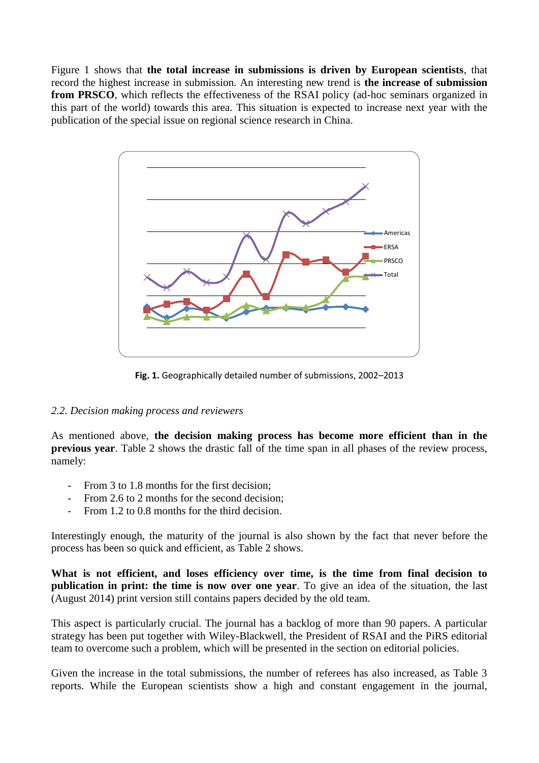Figure 1 shows that **the total increase in submissions is driven by European scientists**, that record the highest increase in submission. An interesting new trend is **the increase of submission from PRSCO**, which reflects the effectiveness of the RSAI policy (ad-hoc seminars organized in this part of the world) towards this area. This situation is expected to increase next year with the publication of the special issue on regional science research in China.

**Fig. 1.** Geographically detailed number of submissions, 2002–2013

### *2.2. Decision making process and reviewers*

As mentioned above, **the decision making process has become more efficient than in the previous year**. Table 2 shows the drastic fall of the time span in all phases of the review process, namely:

- From 3 to 1.8 months for the first decision;
- From 2.6 to 2 months for the second decision;
- From 1.2 to 0.8 months for the third decision.

Interestingly enough, the maturity of the journal is also shown by the fact that never before the process has been so quick and efficient, as Table 2 shows.

**What is not efficient, and loses efficiency over time, is the time from final decision to publication in print: the time is now over one year**. To give an idea of the situation, the last (August 2014) print version still contains papers decided by the old team.

This aspect is particularly crucial. The journal has a backlog of more than 90 papers. A particular strategy has been put together with Wiley-Blackwell, the President of RSAI and the PiRS editorial team to overcome such a problem, which will be presented in the section on editorial policies.

Given the increase in the total submissions, the number of referees has also increased, as Table 3 reports. While the European scientists show a high and constant engagement in the journal,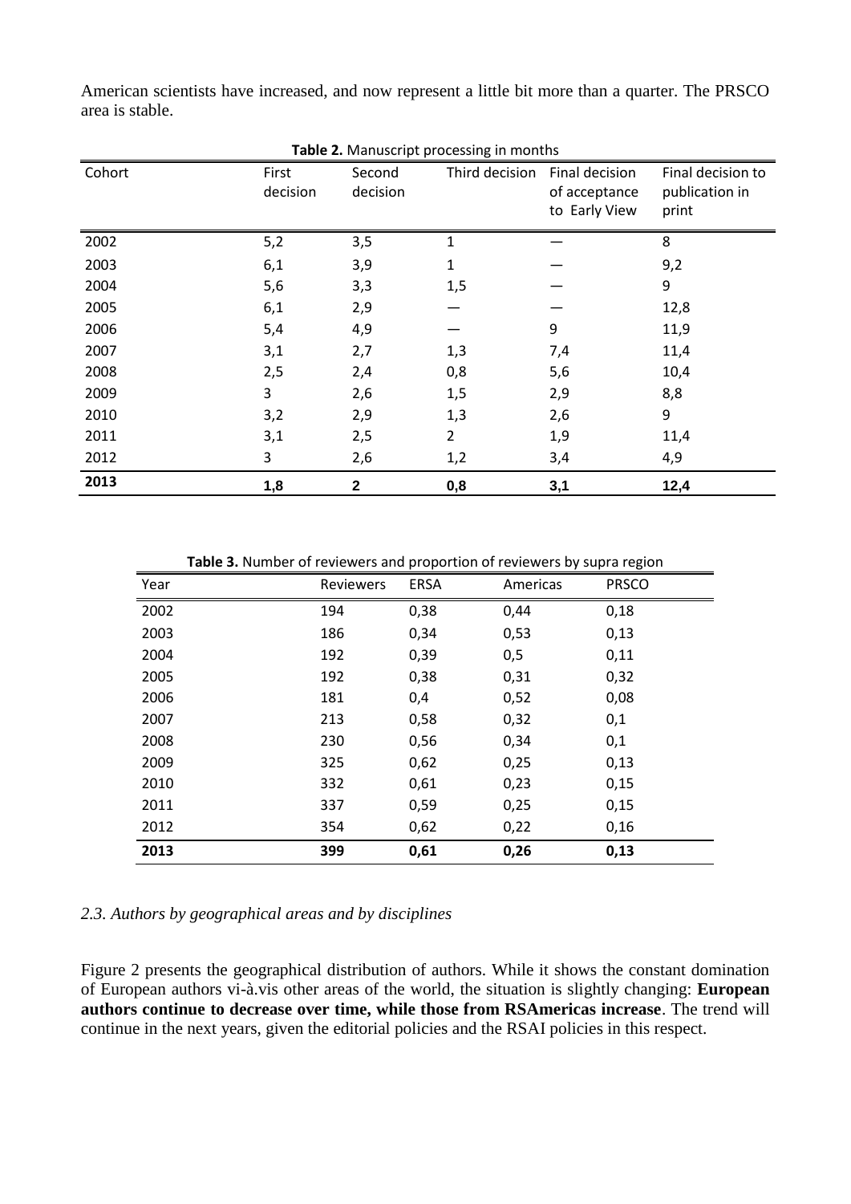American scientists have increased, and now represent a little bit more than a quarter. The PRSCO area is stable.

**Table 2.** Manuscript processing in months

| Cohort | First decision | Second decision | Third decision | Final decision of acceptance to Early View | Final decision to publication in print |
|---|---|---|---|---|---|
| 2002 | 5,2 | 3,5 | 1 | — | 8 |
| 2003 | 6,1 | 3,9 | 1 | — | 9,2 |
| 2004 | 5,6 | 3,3 | 1,5 | — | 9 |
| 2005 | 6,1 | 2,9 | — | — | 12,8 |
| 2006 | 5,4 | 4,9 | — | 9 | 11,9 |
| 2007 | 3,1 | 2,7 | 1,3 | 7,4 | 11,4 |
| 2008 | 2,5 | 2,4 | 0,8 | 5,6 | 10,4 |
| 2009 | 3 | 2,6 | 1,5 | 2,9 | 8,8 |
| 2010 | 3,2 | 2,9 | 1,3 | 2,6 | 9 |
| 2011 | 3,1 | 2,5 | 2 | 1,9 | 11,4 |
| 2012 | 3 | 2,6 | 1,2 | 3,4 | 4,9 |
| **2013** | **1,8** | **2** | **0,8** | **3,1** | **12,4** |

**Table 3.** Number of reviewers and proportion of reviewers by supra region

| Year | Reviewers | ERSA | Americas | PRSCO |
|---|---|---|---|---|
| 2002 | 194 | 0,38 | 0,44 | 0,18 |
| 2003 | 186 | 0,34 | 0,53 | 0,13 |
| 2004 | 192 | 0,39 | 0,5 | 0,11 |
| 2005 | 192 | 0,38 | 0,31 | 0,32 |
| 2006 | 181 | 0,4 | 0,52 | 0,08 |
| 2007 | 213 | 0,58 | 0,32 | 0,1 |
| 2008 | 230 | 0,56 | 0,34 | 0,1 |
| 2009 | 325 | 0,62 | 0,25 | 0,13 |
| 2010 | 332 | 0,61 | 0,23 | 0,15 |
| 2011 | 337 | 0,59 | 0,25 | 0,15 |
| 2012 | 354 | 0,62 | 0,22 | 0,16 |
| **2013** | **399** | **0,61** | **0,26** | **0,13** |

### *2.3. Authors by geographical areas and by disciplines*

Figure 2 presents the geographical distribution of authors. While it shows the constant domination of European authors vi-à.vis other areas of the world, the situation is slightly changing: **European authors continue to decrease over time, while those from RSAmericas increase**. The trend will continue in the next years, given the editorial policies and the RSAI policies in this respect.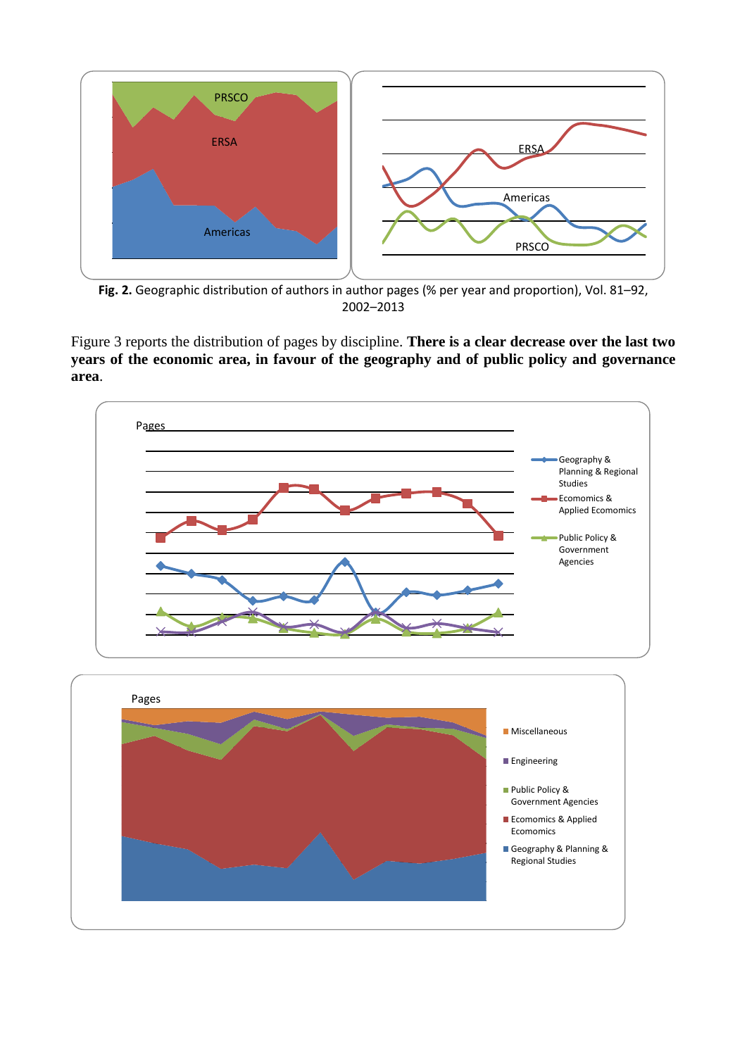**Fig. 2.** Geographic distribution of authors in author pages (% per year and proportion), Vol. 81–92, 2002–2013

Figure 3 reports the distribution of pages by discipline. **There is a clear decrease over the last two years of the economic area, in favour of the geography and of public policy and governance area**.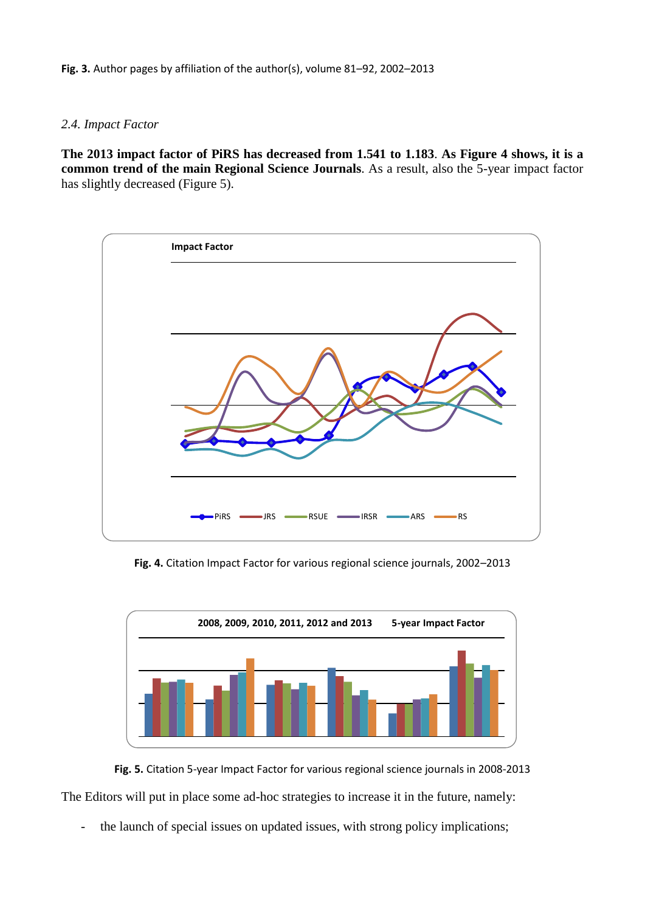**Fig. 3.** Author pages by affiliation of the author(s), volume 81–92, 2002–2013

### *2.4. Impact Factor*

**The 2013 impact factor of PiRS has decreased from 1.541 to 1.183**. **As Figure 4 shows, it is a common trend of the main Regional Science Journals**. As a result, also the 5-year impact factor has slightly decreased (Figure 5).

**Fig. 4.** Citation Impact Factor for various regional science journals, 2002–2013

**Fig. 5.** Citation 5-year Impact Factor for various regional science journals in 2008-2013

The Editors will put in place some ad-hoc strategies to increase it in the future, namely:

- the launch of special issues on updated issues, with strong policy implications;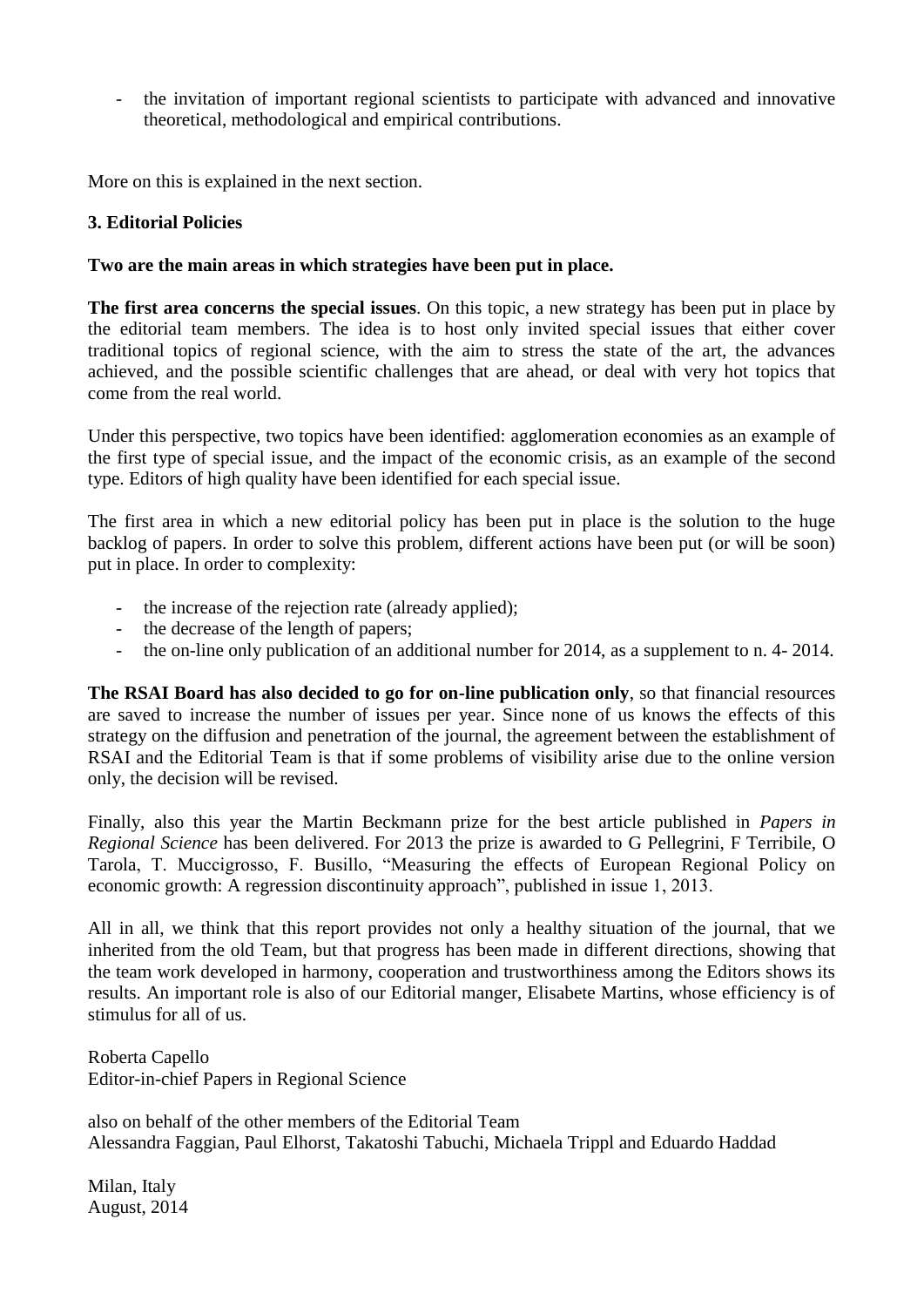- the invitation of important regional scientists to participate with advanced and innovative theoretical, methodological and empirical contributions.

More on this is explained in the next section.

**3. Editorial Policies**

**Two are the main areas in which strategies have been put in place.**

**The first area concerns the special issues**. On this topic, a new strategy has been put in place by the editorial team members. The idea is to host only invited special issues that either cover traditional topics of regional science, with the aim to stress the state of the art, the advances achieved, and the possible scientific challenges that are ahead, or deal with very hot topics that come from the real world.

Under this perspective, two topics have been identified: agglomeration economies as an example of the first type of special issue, and the impact of the economic crisis, as an example of the second type. Editors of high quality have been identified for each special issue.

The first area in which a new editorial policy has been put in place is the solution to the huge backlog of papers. In order to solve this problem, different actions have been put (or will be soon) put in place. In order to complexity:

- the increase of the rejection rate (already applied);
- the decrease of the length of papers;
- the on-line only publication of an additional number for 2014, as a supplement to n. 4- 2014.

**The RSAI Board has also decided to go for on-line publication only**, so that financial resources are saved to increase the number of issues per year. Since none of us knows the effects of this strategy on the diffusion and penetration of the journal, the agreement between the establishment of RSAI and the Editorial Team is that if some problems of visibility arise due to the online version only, the decision will be revised.

Finally, also this year the Martin Beckmann prize for the best article published in *Papers in Regional Science* has been delivered. For 2013 the prize is awarded to G Pellegrini, F Terribile, O Tarola, T. Muccigrosso, F. Busillo, "Measuring the effects of European Regional Policy on economic growth: A regression discontinuity approach", published in issue 1, 2013.

All in all, we think that this report provides not only a healthy situation of the journal, that we inherited from the old Team, but that progress has been made in different directions, showing that the team work developed in harmony, cooperation and trustworthiness among the Editors shows its results. An important role is also of our Editorial manger, Elisabete Martins, whose efficiency is of stimulus for all of us.

Roberta Capello
Editor-in-chief Papers in Regional Science

also on behalf of the other members of the Editorial Team
Alessandra Faggian, Paul Elhorst, Takatoshi Tabuchi, Michaela Trippl and Eduardo Haddad

Milan, Italy
August, 2014